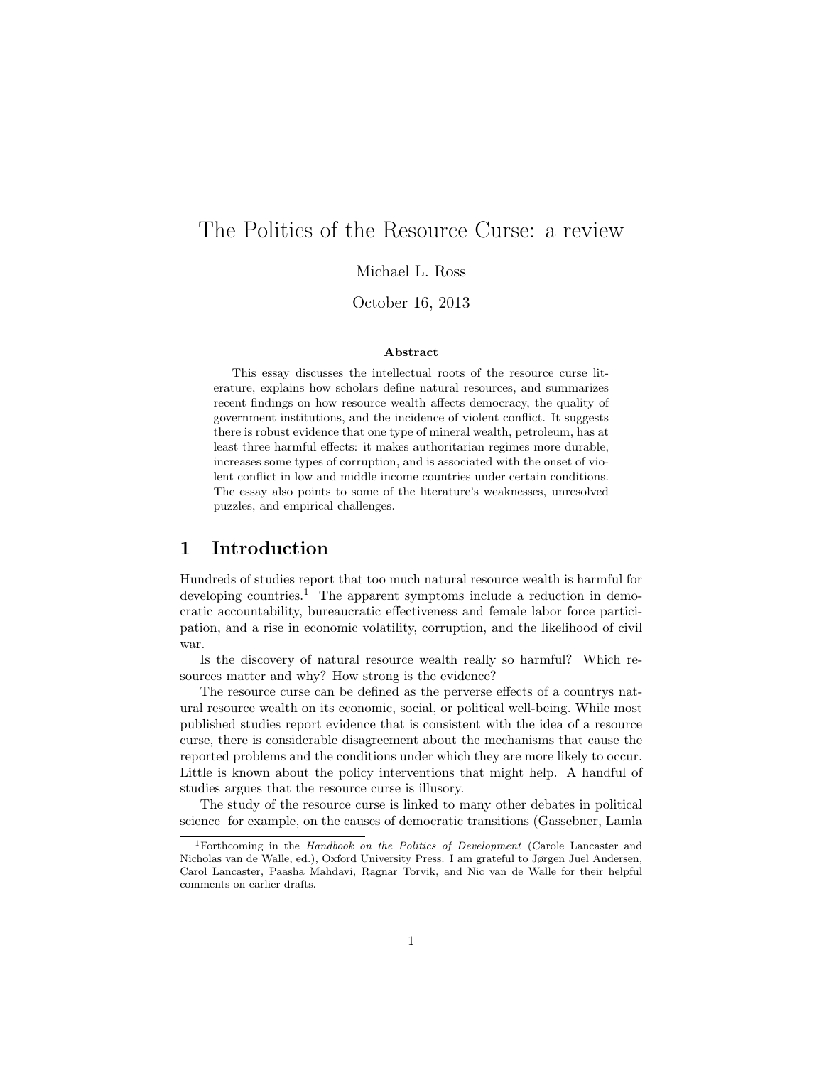# The Politics of the Resource Curse: a review

Michael L. Ross

October 16, 2013

**Abstract**

This essay discusses the intellectual roots of the resource curse literature, explains how scholars define natural resources, and summarizes recent findings on how resource wealth affects democracy, the quality of government institutions, and the incidence of violent conflict. It suggests there is robust evidence that one type of mineral wealth, petroleum, has at least three harmful effects: it makes authoritarian regimes more durable, increases some types of corruption, and is associated with the onset of violent conflict in low and middle income countries under certain conditions. The essay also points to some of the literature's weaknesses, unresolved puzzles, and empirical challenges.

## 1 Introduction

Hundreds of studies report that too much natural resource wealth is harmful for developing countries.[1] The apparent symptoms include a reduction in democratic accountability, bureaucratic effectiveness and female labor force participation, and a rise in economic volatility, corruption, and the likelihood of civil war.

Is the discovery of natural resource wealth really so harmful? Which resources matter and why? How strong is the evidence?

The resource curse can be defined as the perverse effects of a countrys natural resource wealth on its economic, social, or political well-being. While most published studies report evidence that is consistent with the idea of a resource curse, there is considerable disagreement about the mechanisms that cause the reported problems and the conditions under which they are more likely to occur. Little is known about the policy interventions that might help. A handful of studies argues that the resource curse is illusory.

The study of the resource curse is linked to many other debates in political science for example, on the causes of democratic transitions (Gassebner, Lamla

[1] Forthcoming in the *Handbook on the Politics of Development* (Carole Lancaster and Nicholas van de Walle, ed.), Oxford University Press. I am grateful to Jørgen Juel Andersen, Carol Lancaster, Paasha Mahdavi, Ragnar Torvik, and Nic van de Walle for their helpful comments on earlier drafts.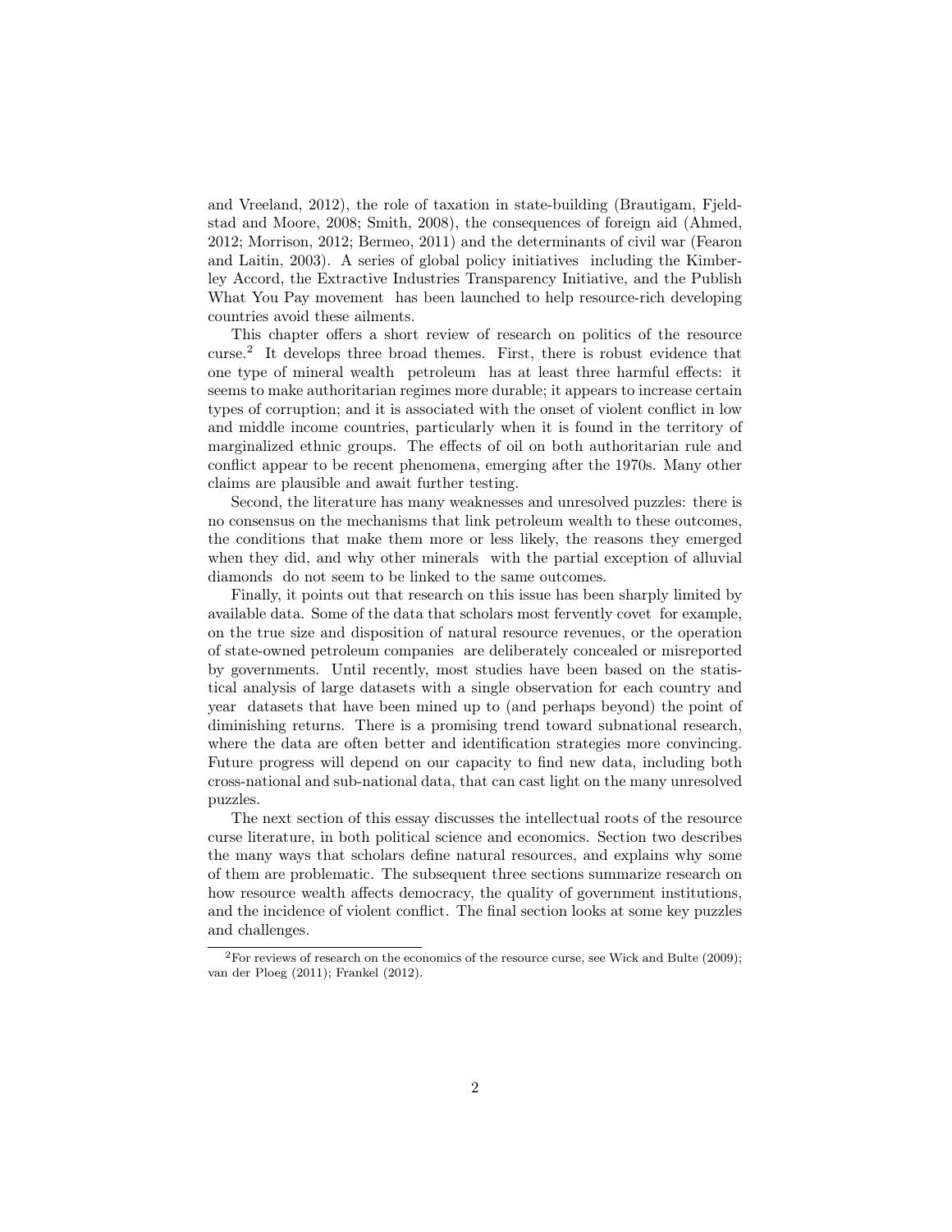and Vreeland, 2012), the role of taxation in state-building (Brautigam, Fjeldstad and Moore, 2008; Smith, 2008), the consequences of foreign aid (Ahmed, 2012; Morrison, 2012; Bermeo, 2011) and the determinants of civil war (Fearon and Laitin, 2003). A series of global policy initiatives including the Kimberley Accord, the Extractive Industries Transparency Initiative, and the Publish What You Pay movement has been launched to help resource-rich developing countries avoid these ailments.

This chapter offers a short review of research on politics of the resource curse.[2] It develops three broad themes. First, there is robust evidence that one type of mineral wealth petroleum has at least three harmful effects: it seems to make authoritarian regimes more durable; it appears to increase certain types of corruption; and it is associated with the onset of violent conflict in low and middle income countries, particularly when it is found in the territory of marginalized ethnic groups. The effects of oil on both authoritarian rule and conflict appear to be recent phenomena, emerging after the 1970s. Many other claims are plausible and await further testing.

Second, the literature has many weaknesses and unresolved puzzles: there is no consensus on the mechanisms that link petroleum wealth to these outcomes, the conditions that make them more or less likely, the reasons they emerged when they did, and why other minerals with the partial exception of alluvial diamonds do not seem to be linked to the same outcomes.

Finally, it points out that research on this issue has been sharply limited by available data. Some of the data that scholars most fervently covet for example, on the true size and disposition of natural resource revenues, or the operation of state-owned petroleum companies are deliberately concealed or misreported by governments. Until recently, most studies have been based on the statistical analysis of large datasets with a single observation for each country and year datasets that have been mined up to (and perhaps beyond) the point of diminishing returns. There is a promising trend toward subnational research, where the data are often better and identification strategies more convincing. Future progress will depend on our capacity to find new data, including both cross-national and sub-national data, that can cast light on the many unresolved puzzles.

The next section of this essay discusses the intellectual roots of the resource curse literature, in both political science and economics. Section two describes the many ways that scholars define natural resources, and explains why some of them are problematic. The subsequent three sections summarize research on how resource wealth affects democracy, the quality of government institutions, and the incidence of violent conflict. The final section looks at some key puzzles and challenges.

[2]For reviews of research on the economics of the resource curse, see Wick and Bulte (2009); van der Ploeg (2011); Frankel (2012).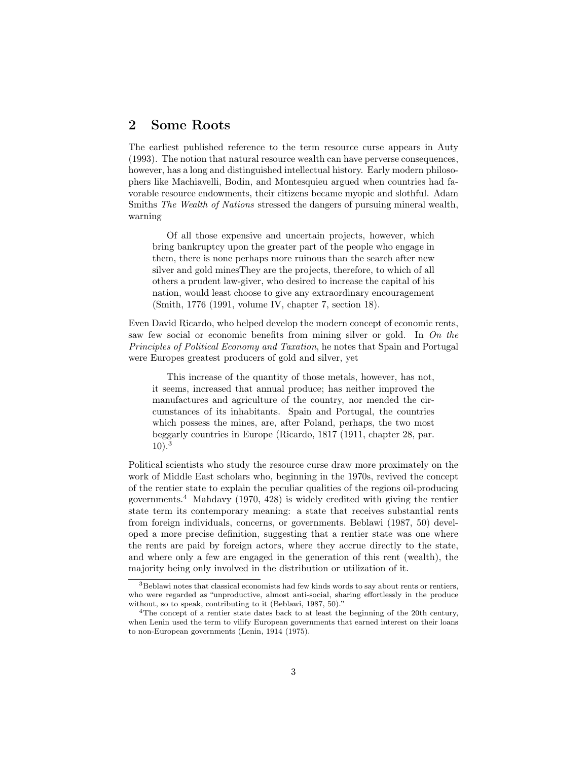## 2 Some Roots

The earliest published reference to the term resource curse appears in Auty (1993). The notion that natural resource wealth can have perverse consequences, however, has a long and distinguished intellectual history. Early modern philosophers like Machiavelli, Bodin, and Montesquieu argued when countries had favorable resource endowments, their citizens became myopic and slothful. Adam Smiths *The Wealth of Nations* stressed the dangers of pursuing mineral wealth, warning

> Of all those expensive and uncertain projects, however, which bring bankruptcy upon the greater part of the people who engage in them, there is none perhaps more ruinous than the search after new silver and gold minesThey are the projects, therefore, to which of all others a prudent law-giver, who desired to increase the capital of his nation, would least choose to give any extraordinary encouragement (Smith, 1776 (1991, volume IV, chapter 7, section 18).

Even David Ricardo, who helped develop the modern concept of economic rents, saw few social or economic benefits from mining silver or gold. In *On the Principles of Political Economy and Taxation*, he notes that Spain and Portugal were Europes greatest producers of gold and silver, yet

> This increase of the quantity of those metals, however, has not, it seems, increased that annual produce; has neither improved the manufactures and agriculture of the country, nor mended the circumstances of its inhabitants. Spain and Portugal, the countries which possess the mines, are, after Poland, perhaps, the two most beggarly countries in Europe (Ricardo, 1817 (1911, chapter 28, par. 10).[3]

Political scientists who study the resource curse draw more proximately on the work of Middle East scholars who, beginning in the 1970s, revived the concept of the rentier state to explain the peculiar qualities of the regions oil-producing governments.[4] Mahdavy (1970, 428) is widely credited with giving the rentier state term its contemporary meaning: a state that receives substantial rents from foreign individuals, concerns, or governments. Beblawi (1987, 50) developed a more precise definition, suggesting that a rentier state was one where the rents are paid by foreign actors, where they accrue directly to the state, and where only a few are engaged in the generation of this rent (wealth), the majority being only involved in the distribution or utilization of it.

[3] Beblawi notes that classical economists had few kinds words to say about rents or rentiers, who were regarded as "unproductive, almost anti-social, sharing effortlessly in the produce without, so to speak, contributing to it (Beblawi, 1987, 50)."

[4] The concept of a rentier state dates back to at least the beginning of the 20th century, when Lenin used the term to vilify European governments that earned interest on their loans to non-European governments (Lenin, 1914 (1975).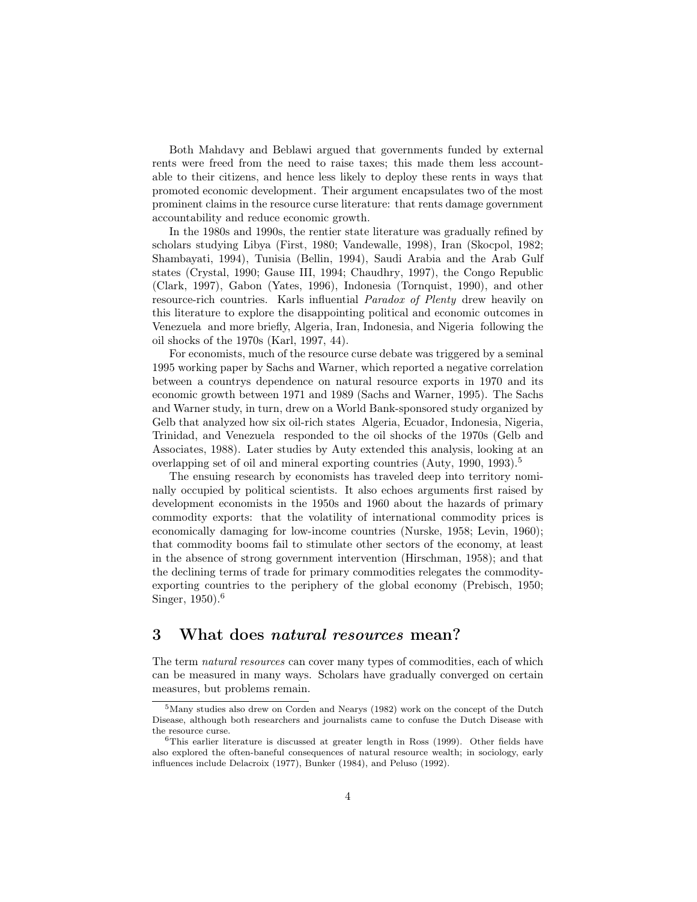Both Mahdavy and Beblawi argued that governments funded by external rents were freed from the need to raise taxes; this made them less accountable to their citizens, and hence less likely to deploy these rents in ways that promoted economic development. Their argument encapsulates two of the most prominent claims in the resource curse literature: that rents damage government accountability and reduce economic growth.

In the 1980s and 1990s, the rentier state literature was gradually refined by scholars studying Libya (First, 1980; Vandewalle, 1998), Iran (Skocpol, 1982; Shambayati, 1994), Tunisia (Bellin, 1994), Saudi Arabia and the Arab Gulf states (Crystal, 1990; Gause III, 1994; Chaudhry, 1997), the Congo Republic (Clark, 1997), Gabon (Yates, 1996), Indonesia (Tornquist, 1990), and other resource-rich countries. Karls influential *Paradox of Plenty* drew heavily on this literature to explore the disappointing political and economic outcomes in Venezuela and more briefly, Algeria, Iran, Indonesia, and Nigeria following the oil shocks of the 1970s (Karl, 1997, 44).

For economists, much of the resource curse debate was triggered by a seminal 1995 working paper by Sachs and Warner, which reported a negative correlation between a countrys dependence on natural resource exports in 1970 and its economic growth between 1971 and 1989 (Sachs and Warner, 1995). The Sachs and Warner study, in turn, drew on a World Bank-sponsored study organized by Gelb that analyzed how six oil-rich states Algeria, Ecuador, Indonesia, Nigeria, Trinidad, and Venezuela responded to the oil shocks of the 1970s (Gelb and Associates, 1988). Later studies by Auty extended this analysis, looking at an overlapping set of oil and mineral exporting countries (Auty, 1990, 1993).[5]

The ensuing research by economists has traveled deep into territory nominally occupied by political scientists. It also echoes arguments first raised by development economists in the 1950s and 1960 about the hazards of primary commodity exports: that the volatility of international commodity prices is economically damaging for low-income countries (Nurske, 1958; Levin, 1960); that commodity booms fail to stimulate other sectors of the economy, at least in the absence of strong government intervention (Hirschman, 1958); and that the declining terms of trade for primary commodities relegates the commodity-exporting countries to the periphery of the global economy (Prebisch, 1950; Singer, 1950).[6]

## 3 What does *natural resources* mean?

The term *natural resources* can cover many types of commodities, each of which can be measured in many ways. Scholars have gradually converged on certain measures, but problems remain.

[5]Many studies also drew on Corden and Nearys (1982) work on the concept of the Dutch Disease, although both researchers and journalists came to confuse the Dutch Disease with the resource curse.

[6]This earlier literature is discussed at greater length in Ross (1999). Other fields have also explored the often-baneful consequences of natural resource wealth; in sociology, early influences include Delacroix (1977), Bunker (1984), and Peluso (1992).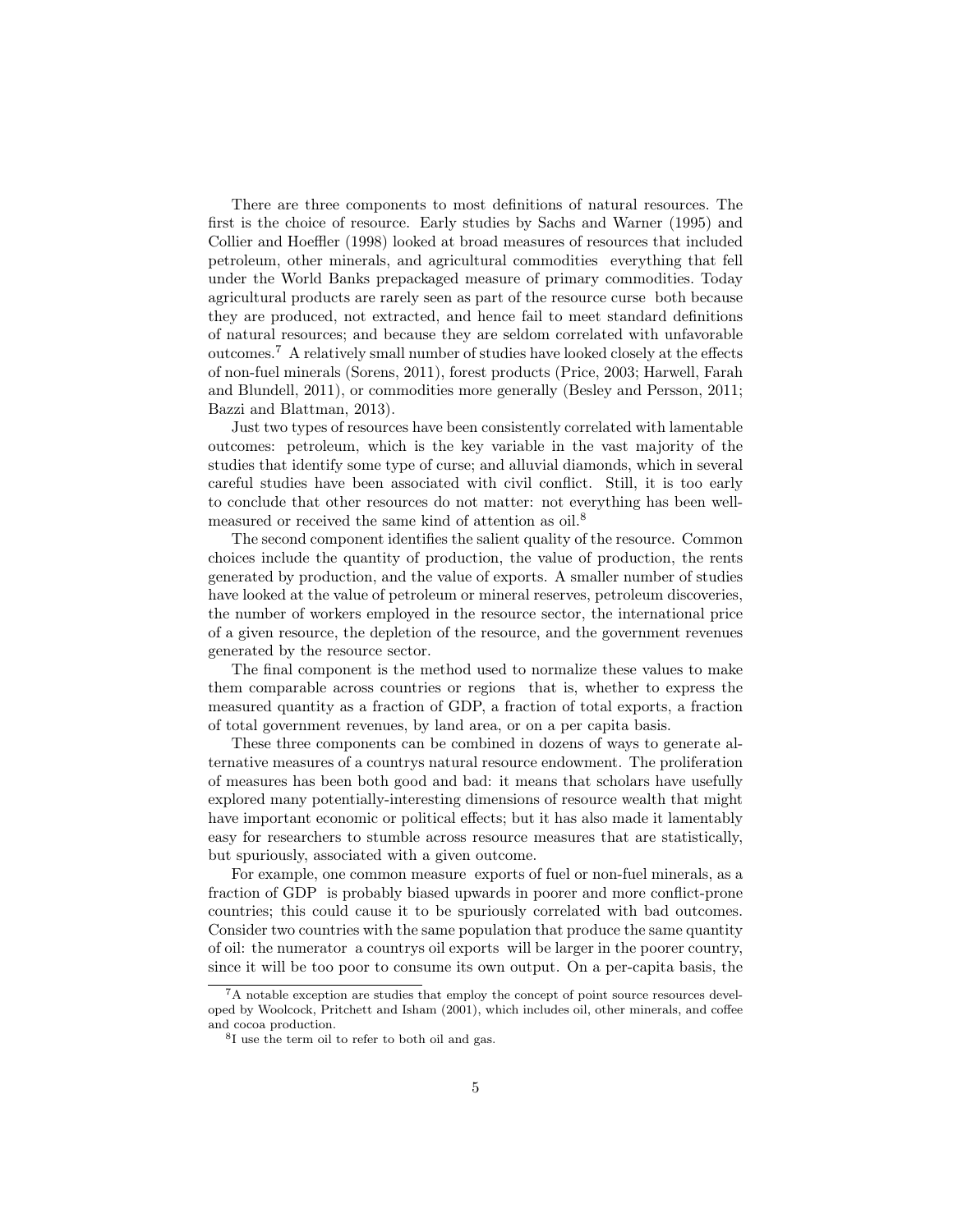There are three components to most definitions of natural resources. The first is the choice of resource. Early studies by Sachs and Warner (1995) and Collier and Hoeffler (1998) looked at broad measures of resources that included petroleum, other minerals, and agricultural commodities everything that fell under the World Banks prepackaged measure of primary commodities. Today agricultural products are rarely seen as part of the resource curse both because they are produced, not extracted, and hence fail to meet standard definitions of natural resources; and because they are seldom correlated with unfavorable outcomes.[7] A relatively small number of studies have looked closely at the effects of non-fuel minerals (Sorens, 2011), forest products (Price, 2003; Harwell, Farah and Blundell, 2011), or commodities more generally (Besley and Persson, 2011; Bazzi and Blattman, 2013).

Just two types of resources have been consistently correlated with lamentable outcomes: petroleum, which is the key variable in the vast majority of the studies that identify some type of curse; and alluvial diamonds, which in several careful studies have been associated with civil conflict. Still, it is too early to conclude that other resources do not matter: not everything has been well-measured or received the same kind of attention as oil.[8]

The second component identifies the salient quality of the resource. Common choices include the quantity of production, the value of production, the rents generated by production, and the value of exports. A smaller number of studies have looked at the value of petroleum or mineral reserves, petroleum discoveries, the number of workers employed in the resource sector, the international price of a given resource, the depletion of the resource, and the government revenues generated by the resource sector.

The final component is the method used to normalize these values to make them comparable across countries or regions that is, whether to express the measured quantity as a fraction of GDP, a fraction of total exports, a fraction of total government revenues, by land area, or on a per capita basis.

These three components can be combined in dozens of ways to generate alternative measures of a countrys natural resource endowment. The proliferation of measures has been both good and bad: it means that scholars have usefully explored many potentially-interesting dimensions of resource wealth that might have important economic or political effects; but it has also made it lamentably easy for researchers to stumble across resource measures that are statistically, but spuriously, associated with a given outcome.

For example, one common measure exports of fuel or non-fuel minerals, as a fraction of GDP is probably biased upwards in poorer and more conflict-prone countries; this could cause it to be spuriously correlated with bad outcomes. Consider two countries with the same population that produce the same quantity of oil: the numerator a countrys oil exports will be larger in the poorer country, since it will be too poor to consume its own output. On a per-capita basis, the

[7] A notable exception are studies that employ the concept of point source resources developed by Woolcock, Pritchett and Isham (2001), which includes oil, other minerals, and coffee and cocoa production.

[8] I use the term oil to refer to both oil and gas.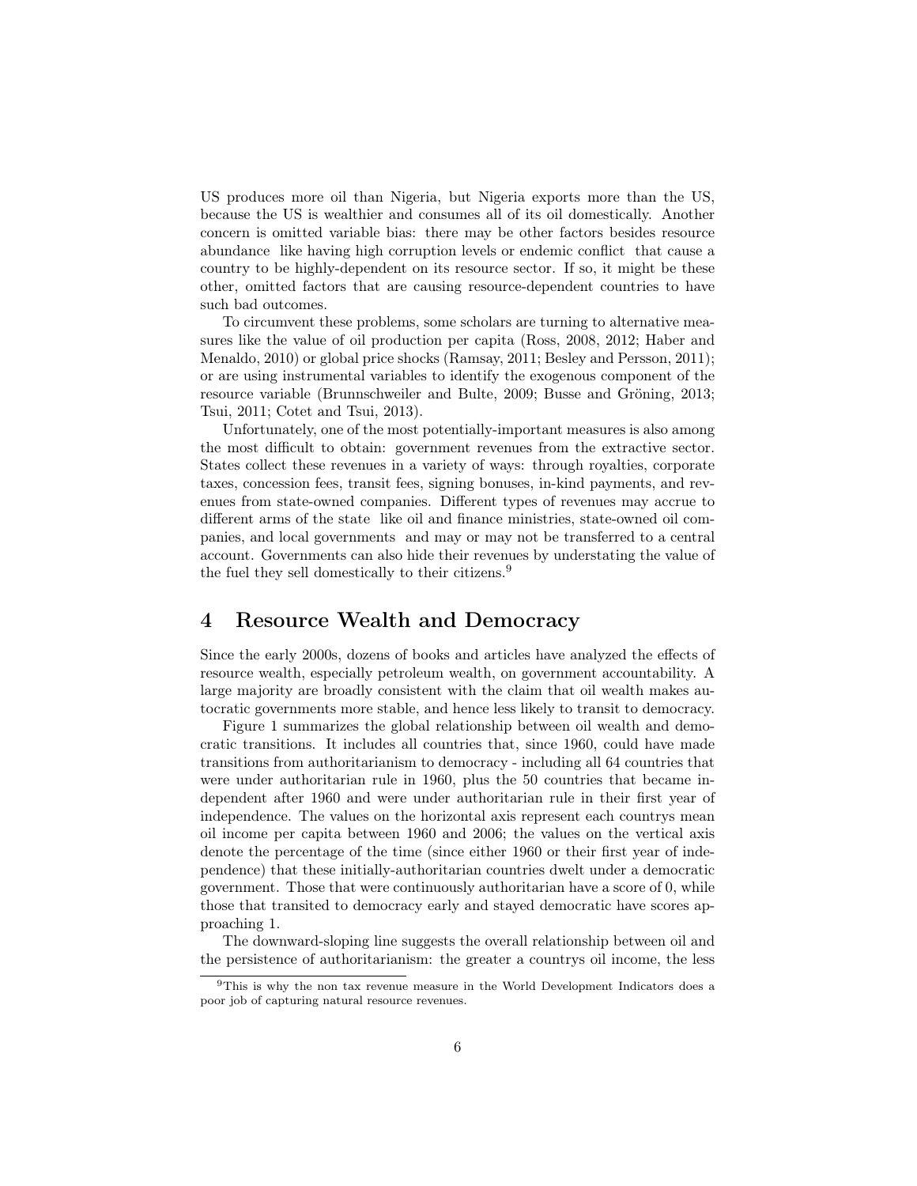US produces more oil than Nigeria, but Nigeria exports more than the US, because the US is wealthier and consumes all of its oil domestically. Another concern is omitted variable bias: there may be other factors besides resource abundance like having high corruption levels or endemic conflict that cause a country to be highly-dependent on its resource sector. If so, it might be these other, omitted factors that are causing resource-dependent countries to have such bad outcomes.

To circumvent these problems, some scholars are turning to alternative measures like the value of oil production per capita (Ross, 2008, 2012; Haber and Menaldo, 2010) or global price shocks (Ramsay, 2011; Besley and Persson, 2011); or are using instrumental variables to identify the exogenous component of the resource variable (Brunnschweiler and Bulte, 2009; Busse and Gröning, 2013; Tsui, 2011; Cotet and Tsui, 2013).

Unfortunately, one of the most potentially-important measures is also among the most difficult to obtain: government revenues from the extractive sector. States collect these revenues in a variety of ways: through royalties, corporate taxes, concession fees, transit fees, signing bonuses, in-kind payments, and revenues from state-owned companies. Different types of revenues may accrue to different arms of the state like oil and finance ministries, state-owned oil companies, and local governments and may or may not be transferred to a central account. Governments can also hide their revenues by understating the value of the fuel they sell domestically to their citizens.[9]

# 4 Resource Wealth and Democracy

Since the early 2000s, dozens of books and articles have analyzed the effects of resource wealth, especially petroleum wealth, on government accountability. A large majority are broadly consistent with the claim that oil wealth makes autocratic governments more stable, and hence less likely to transit to democracy.

Figure 1 summarizes the global relationship between oil wealth and democratic transitions. It includes all countries that, since 1960, could have made transitions from authoritarianism to democracy - including all 64 countries that were under authoritarian rule in 1960, plus the 50 countries that became independent after 1960 and were under authoritarian rule in their first year of independence. The values on the horizontal axis represent each countrys mean oil income per capita between 1960 and 2006; the values on the vertical axis denote the percentage of the time (since either 1960 or their first year of independence) that these initially-authoritarian countries dwelt under a democratic government. Those that were continuously authoritarian have a score of 0, while those that transited to democracy early and stayed democratic have scores approaching 1.

The downward-sloping line suggests the overall relationship between oil and the persistence of authoritarianism: the greater a countrys oil income, the less

[9] This is why the non tax revenue measure in the World Development Indicators does a poor job of capturing natural resource revenues.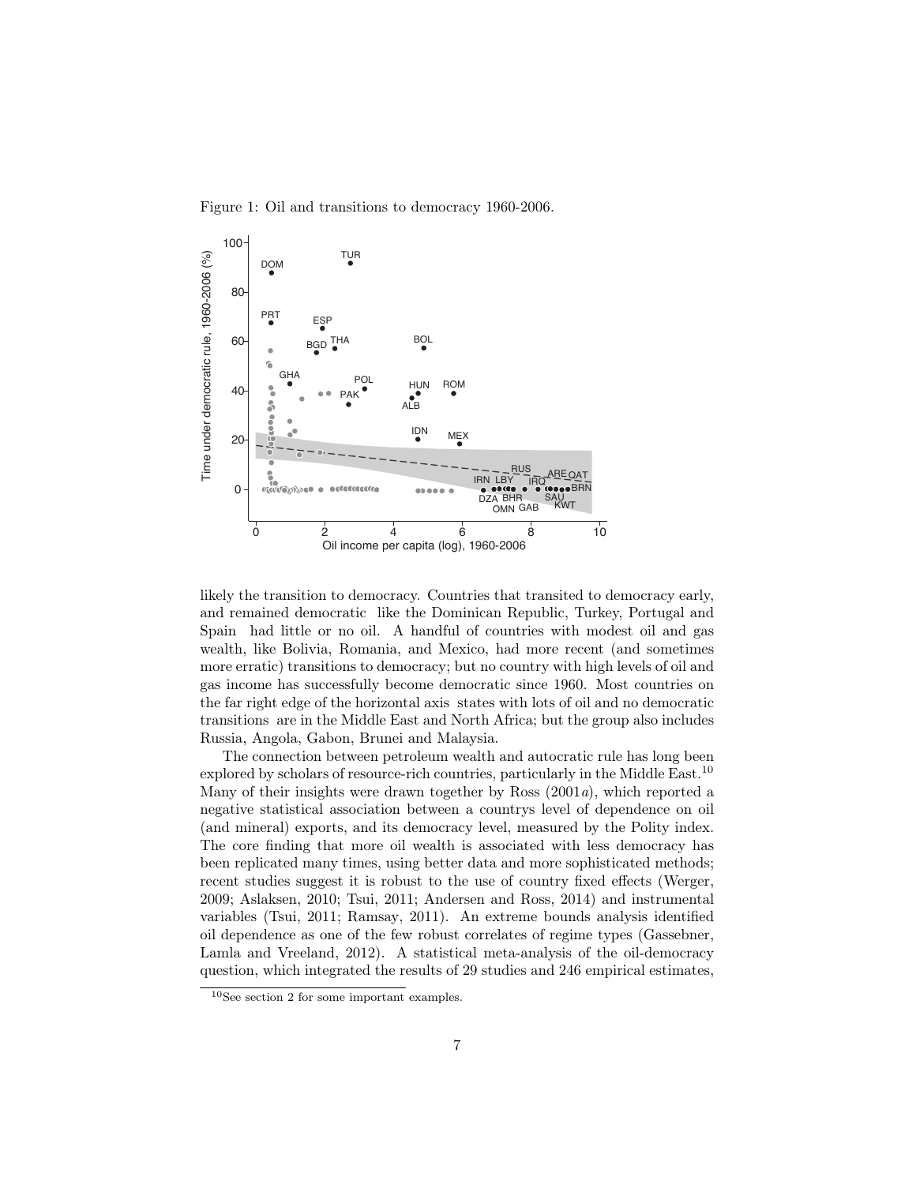Figure 1: Oil and transitions to democracy 1960-2006.

likely the transition to democracy. Countries that transited to democracy early, and remained democratic like the Dominican Republic, Turkey, Portugal and Spain had little or no oil. A handful of countries with modest oil and gas wealth, like Bolivia, Romania, and Mexico, had more recent (and sometimes more erratic) transitions to democracy; but no country with high levels of oil and gas income has successfully become democratic since 1960. Most countries on the far right edge of the horizontal axis states with lots of oil and no democratic transitions are in the Middle East and North Africa; but the group also includes Russia, Angola, Gabon, Brunei and Malaysia.

The connection between petroleum wealth and autocratic rule has long been explored by scholars of resource-rich countries, particularly in the Middle East.[10] Many of their insights were drawn together by Ross (2001*a*), which reported a negative statistical association between a countrys level of dependence on oil (and mineral) exports, and its democracy level, measured by the Polity index. The core finding that more oil wealth is associated with less democracy has been replicated many times, using better data and more sophisticated methods; recent studies suggest it is robust to the use of country fixed effects (Werger, 2009; Aslaksen, 2010; Tsui, 2011; Andersen and Ross, 2014) and instrumental variables (Tsui, 2011; Ramsay, 2011). An extreme bounds analysis identified oil dependence as one of the few robust correlates of regime types (Gassebner, Lamla and Vreeland, 2012). A statistical meta-analysis of the oil-democracy question, which integrated the results of 29 studies and 246 empirical estimates,

[10] See section 2 for some important examples.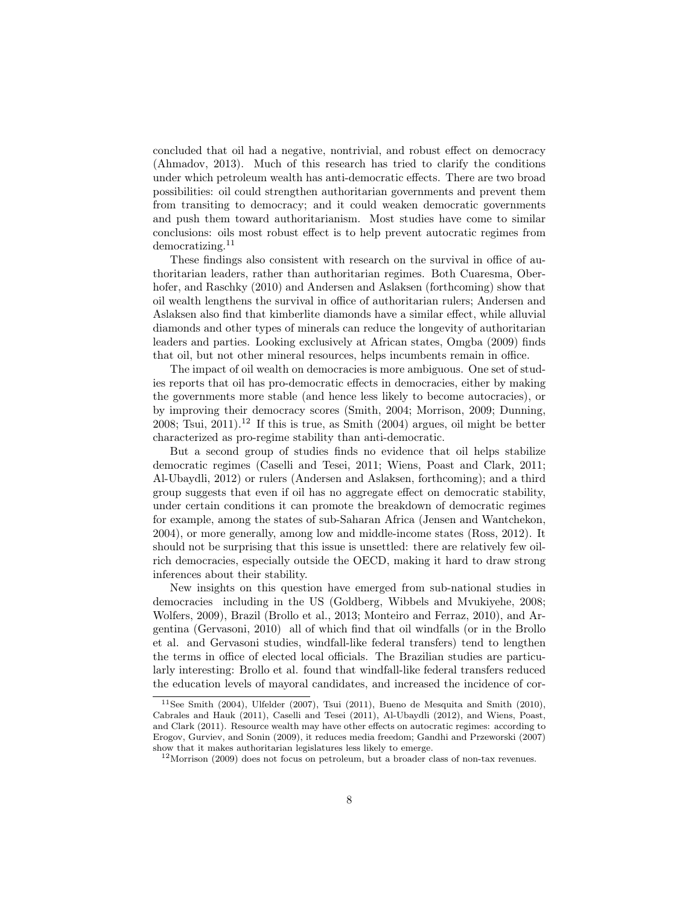concluded that oil had a negative, nontrivial, and robust effect on democracy (Ahmadov, 2013). Much of this research has tried to clarify the conditions under which petroleum wealth has anti-democratic effects. There are two broad possibilities: oil could strengthen authoritarian governments and prevent them from transiting to democracy; and it could weaken democratic governments and push them toward authoritarianism. Most studies have come to similar conclusions: oils most robust effect is to help prevent autocratic regimes from democratizing.[11]

These findings also consistent with research on the survival in office of authoritarian leaders, rather than authoritarian regimes. Both Cuaresma, Oberhofer, and Raschky (2010) and Andersen and Aslaksen (forthcoming) show that oil wealth lengthens the survival in office of authoritarian rulers; Andersen and Aslaksen also find that kimberlite diamonds have a similar effect, while alluvial diamonds and other types of minerals can reduce the longevity of authoritarian leaders and parties. Looking exclusively at African states, Omgba (2009) finds that oil, but not other mineral resources, helps incumbents remain in office.

The impact of oil wealth on democracies is more ambiguous. One set of studies reports that oil has pro-democratic effects in democracies, either by making the governments more stable (and hence less likely to become autocracies), or by improving their democracy scores (Smith, 2004; Morrison, 2009; Dunning, 2008; Tsui, 2011).[12] If this is true, as Smith (2004) argues, oil might be better characterized as pro-regime stability than anti-democratic.

But a second group of studies finds no evidence that oil helps stabilize democratic regimes (Caselli and Tesei, 2011; Wiens, Poast and Clark, 2011; Al-Ubaydli, 2012) or rulers (Andersen and Aslaksen, forthcoming); and a third group suggests that even if oil has no aggregate effect on democratic stability, under certain conditions it can promote the breakdown of democratic regimes for example, among the states of sub-Saharan Africa (Jensen and Wantchekon, 2004), or more generally, among low and middle-income states (Ross, 2012). It should not be surprising that this issue is unsettled: there are relatively few oil-rich democracies, especially outside the OECD, making it hard to draw strong inferences about their stability.

New insights on this question have emerged from sub-national studies in democracies including in the US (Goldberg, Wibbels and Mvukiyehe, 2008; Wolfers, 2009), Brazil (Brollo et al., 2013; Monteiro and Ferraz, 2010), and Argentina (Gervasoni, 2010) all of which find that oil windfalls (or in the Brollo et al. and Gervasoni studies, windfall-like federal transfers) tend to lengthen the terms in office of elected local officials. The Brazilian studies are particularly interesting: Brollo et al. found that windfall-like federal transfers reduced the education levels of mayoral candidates, and increased the incidence of cor-

[11] See Smith (2004), Ulfelder (2007), Tsui (2011), Bueno de Mesquita and Smith (2010), Cabrales and Hauk (2011), Caselli and Tesei (2011), Al-Ubaydli (2012), and Wiens, Poast, and Clark (2011). Resource wealth may have other effects on autocratic regimes: according to Erogov, Gurviev, and Sonin (2009), it reduces media freedom; Gandhi and Przeworski (2007) show that it makes authoritarian legislatures less likely to emerge.

[12] Morrison (2009) does not focus on petroleum, but a broader class of non-tax revenues.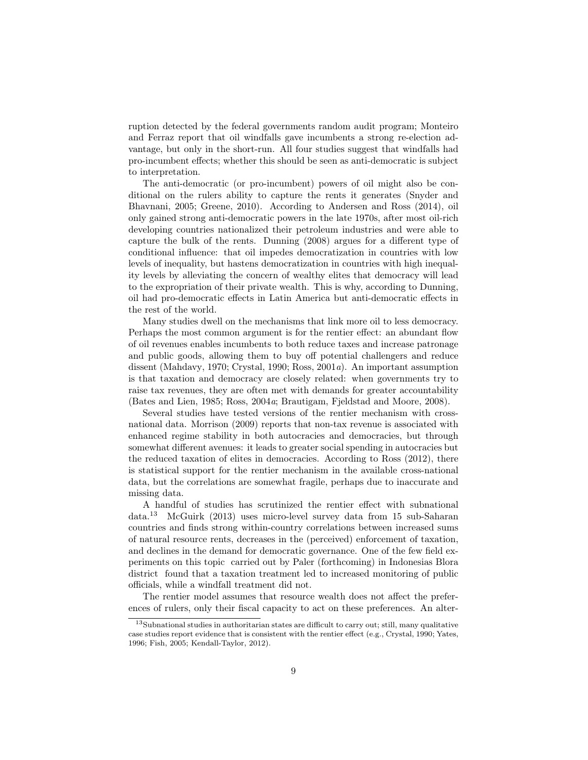ruption detected by the federal governments random audit program; Monteiro and Ferraz report that oil windfalls gave incumbents a strong re-election advantage, but only in the short-run. All four studies suggest that windfalls had pro-incumbent effects; whether this should be seen as anti-democratic is subject to interpretation.

The anti-democratic (or pro-incumbent) powers of oil might also be conditional on the rulers ability to capture the rents it generates (Snyder and Bhavnani, 2005; Greene, 2010). According to Andersen and Ross (2014), oil only gained strong anti-democratic powers in the late 1970s, after most oil-rich developing countries nationalized their petroleum industries and were able to capture the bulk of the rents. Dunning (2008) argues for a different type of conditional influence: that oil impedes democratization in countries with low levels of inequality, but hastens democratization in countries with high inequality levels by alleviating the concern of wealthy elites that democracy will lead to the expropriation of their private wealth. This is why, according to Dunning, oil had pro-democratic effects in Latin America but anti-democratic effects in the rest of the world.

Many studies dwell on the mechanisms that link more oil to less democracy. Perhaps the most common argument is for the rentier effect: an abundant flow of oil revenues enables incumbents to both reduce taxes and increase patronage and public goods, allowing them to buy off potential challengers and reduce dissent (Mahdavy, 1970; Crystal, 1990; Ross, 2001*a*). An important assumption is that taxation and democracy are closely related: when governments try to raise tax revenues, they are often met with demands for greater accountability (Bates and Lien, 1985; Ross, 2004*a*; Brautigam, Fjeldstad and Moore, 2008).

Several studies have tested versions of the rentier mechanism with cross-national data. Morrison (2009) reports that non-tax revenue is associated with enhanced regime stability in both autocracies and democracies, but through somewhat different avenues: it leads to greater social spending in autocracies but the reduced taxation of elites in democracies. According to Ross (2012), there is statistical support for the rentier mechanism in the available cross-national data, but the correlations are somewhat fragile, perhaps due to inaccurate and missing data.

A handful of studies has scrutinized the rentier effect with subnational data.[13] McGuirk (2013) uses micro-level survey data from 15 sub-Saharan countries and finds strong within-country correlations between increased sums of natural resource rents, decreases in the (perceived) enforcement of taxation, and declines in the demand for democratic governance. One of the few field experiments on this topic carried out by Paler (forthcoming) in Indonesias Blora district found that a taxation treatment led to increased monitoring of public officials, while a windfall treatment did not.

The rentier model assumes that resource wealth does not affect the preferences of rulers, only their fiscal capacity to act on these preferences. An alter-

[13] Subnational studies in authoritarian states are difficult to carry out; still, many qualitative case studies report evidence that is consistent with the rentier effect (e.g., Crystal, 1990; Yates, 1996; Fish, 2005; Kendall-Taylor, 2012).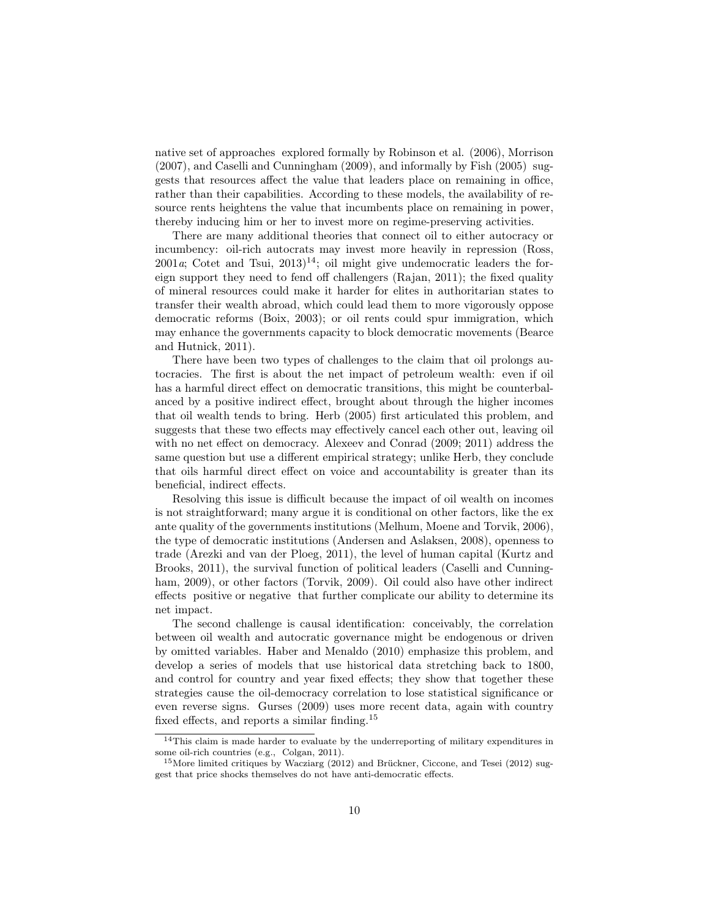native set of approaches explored formally by Robinson et al. (2006), Morrison (2007), and Caselli and Cunningham (2009), and informally by Fish (2005) suggests that resources affect the value that leaders place on remaining in office, rather than their capabilities. According to these models, the availability of resource rents heightens the value that incumbents place on remaining in power, thereby inducing him or her to invest more on regime-preserving activities.

There are many additional theories that connect oil to either autocracy or incumbency: oil-rich autocrats may invest more heavily in repression (Ross, 2001*a*; Cotet and Tsui, 2013)[14]; oil might give undemocratic leaders the foreign support they need to fend off challengers (Rajan, 2011); the fixed quality of mineral resources could make it harder for elites in authoritarian states to transfer their wealth abroad, which could lead them to more vigorously oppose democratic reforms (Boix, 2003); or oil rents could spur immigration, which may enhance the governments capacity to block democratic movements (Bearce and Hutnick, 2011).

There have been two types of challenges to the claim that oil prolongs autocracies. The first is about the net impact of petroleum wealth: even if oil has a harmful direct effect on democratic transitions, this might be counterbalanced by a positive indirect effect, brought about through the higher incomes that oil wealth tends to bring. Herb (2005) first articulated this problem, and suggests that these two effects may effectively cancel each other out, leaving oil with no net effect on democracy. Alexeev and Conrad (2009; 2011) address the same question but use a different empirical strategy; unlike Herb, they conclude that oils harmful direct effect on voice and accountability is greater than its beneficial, indirect effects.

Resolving this issue is difficult because the impact of oil wealth on incomes is not straightforward; many argue it is conditional on other factors, like the ex ante quality of the governments institutions (Melhum, Moene and Torvik, 2006), the type of democratic institutions (Andersen and Aslaksen, 2008), openness to trade (Arezki and van der Ploeg, 2011), the level of human capital (Kurtz and Brooks, 2011), the survival function of political leaders (Caselli and Cunningham, 2009), or other factors (Torvik, 2009). Oil could also have other indirect effects positive or negative that further complicate our ability to determine its net impact.

The second challenge is causal identification: conceivably, the correlation between oil wealth and autocratic governance might be endogenous or driven by omitted variables. Haber and Menaldo (2010) emphasize this problem, and develop a series of models that use historical data stretching back to 1800, and control for country and year fixed effects; they show that together these strategies cause the oil-democracy correlation to lose statistical significance or even reverse signs. Gurses (2009) uses more recent data, again with country fixed effects, and reports a similar finding.[15]

[14] This claim is made harder to evaluate by the underreporting of military expenditures in some oil-rich countries (e.g., Colgan, 2011).

[15] More limited critiques by Wacziarg (2012) and Brückner, Ciccone, and Tesei (2012) suggest that price shocks themselves do not have anti-democratic effects.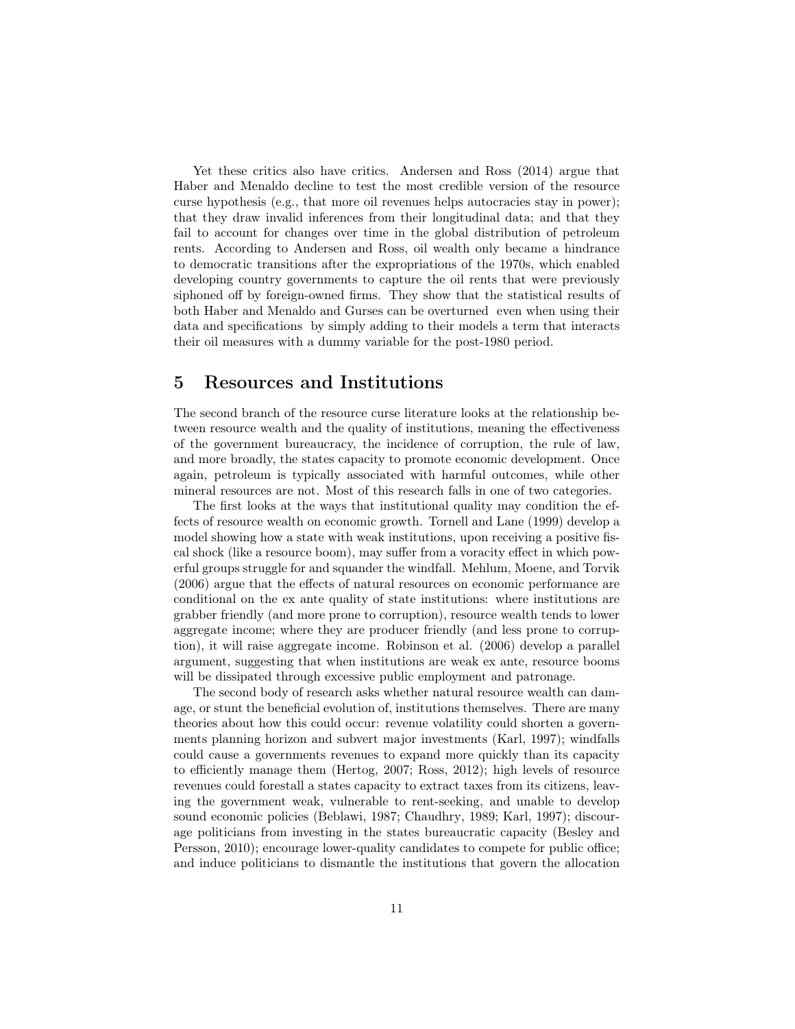Yet these critics also have critics. Andersen and Ross (2014) argue that Haber and Menaldo decline to test the most credible version of the resource curse hypothesis (e.g., that more oil revenues helps autocracies stay in power); that they draw invalid inferences from their longitudinal data; and that they fail to account for changes over time in the global distribution of petroleum rents. According to Andersen and Ross, oil wealth only became a hindrance to democratic transitions after the expropriations of the 1970s, which enabled developing country governments to capture the oil rents that were previously siphoned off by foreign-owned firms. They show that the statistical results of both Haber and Menaldo and Gurses can be overturned even when using their data and specifications by simply adding to their models a term that interacts their oil measures with a dummy variable for the post-1980 period.

# 5 Resources and Institutions

The second branch of the resource curse literature looks at the relationship between resource wealth and the quality of institutions, meaning the effectiveness of the government bureaucracy, the incidence of corruption, the rule of law, and more broadly, the states capacity to promote economic development. Once again, petroleum is typically associated with harmful outcomes, while other mineral resources are not. Most of this research falls in one of two categories.

The first looks at the ways that institutional quality may condition the effects of resource wealth on economic growth. Tornell and Lane (1999) develop a model showing how a state with weak institutions, upon receiving a positive fiscal shock (like a resource boom), may suffer from a voracity effect in which powerful groups struggle for and squander the windfall. Mehlum, Moene, and Torvik (2006) argue that the effects of natural resources on economic performance are conditional on the ex ante quality of state institutions: where institutions are grabber friendly (and more prone to corruption), resource wealth tends to lower aggregate income; where they are producer friendly (and less prone to corruption), it will raise aggregate income. Robinson et al. (2006) develop a parallel argument, suggesting that when institutions are weak ex ante, resource booms will be dissipated through excessive public employment and patronage.

The second body of research asks whether natural resource wealth can damage, or stunt the beneficial evolution of, institutions themselves. There are many theories about how this could occur: revenue volatility could shorten a governments planning horizon and subvert major investments (Karl, 1997); windfalls could cause a governments revenues to expand more quickly than its capacity to efficiently manage them (Hertog, 2007; Ross, 2012); high levels of resource revenues could forestall a states capacity to extract taxes from its citizens, leaving the government weak, vulnerable to rent-seeking, and unable to develop sound economic policies (Beblawi, 1987; Chaudhry, 1989; Karl, 1997); discourage politicians from investing in the states bureaucratic capacity (Besley and Persson, 2010); encourage lower-quality candidates to compete for public office; and induce politicians to dismantle the institutions that govern the allocation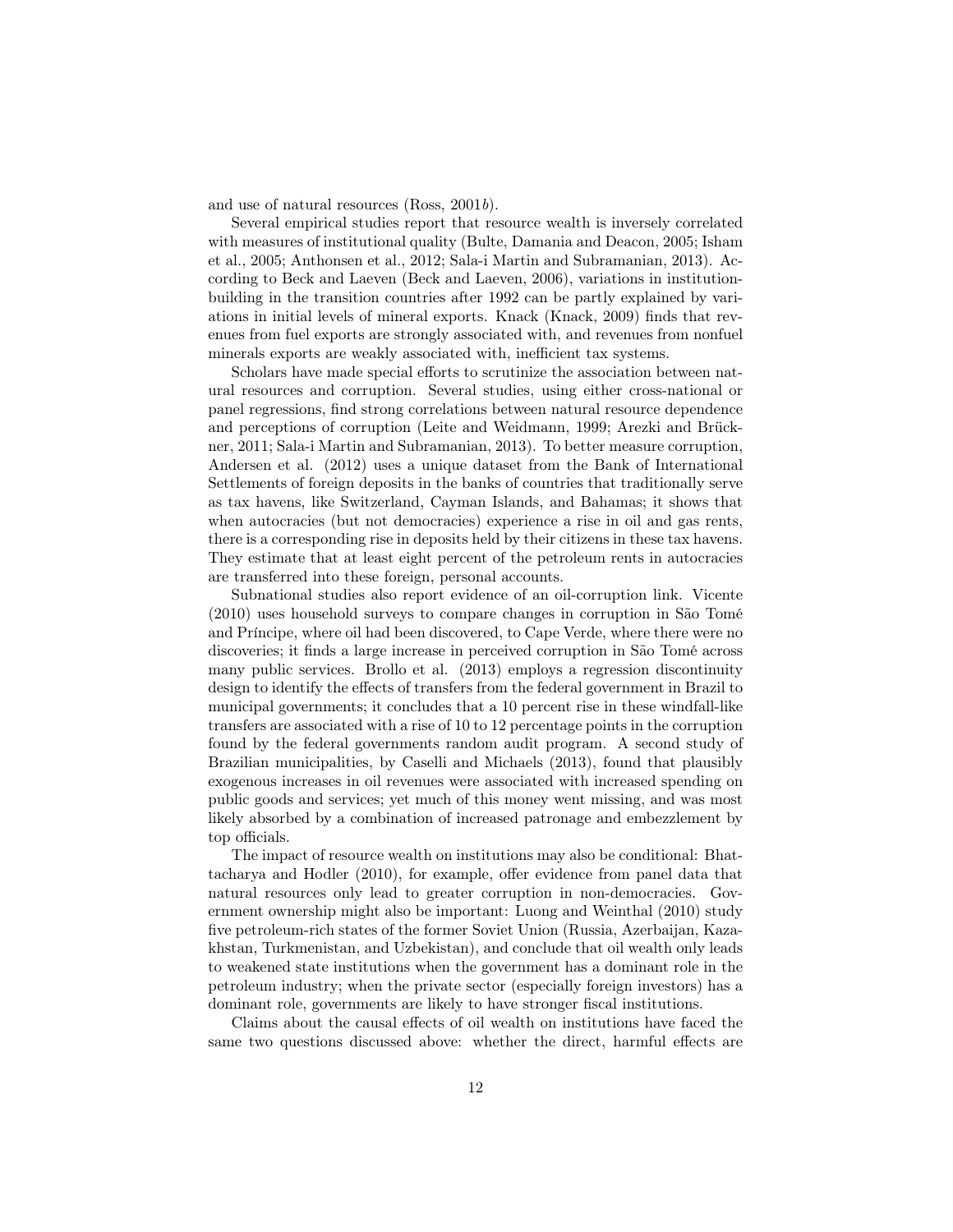and use of natural resources (Ross, 2001*b*).

Several empirical studies report that resource wealth is inversely correlated with measures of institutional quality (Bulte, Damania and Deacon, 2005; Isham et al., 2005; Anthonsen et al., 2012; Sala-i Martin and Subramanian, 2013). According to Beck and Laeven (Beck and Laeven, 2006), variations in institution-building in the transition countries after 1992 can be partly explained by variations in initial levels of mineral exports. Knack (Knack, 2009) finds that revenues from fuel exports are strongly associated with, and revenues from nonfuel minerals exports are weakly associated with, inefficient tax systems.

Scholars have made special efforts to scrutinize the association between natural resources and corruption. Several studies, using either cross-national or panel regressions, find strong correlations between natural resource dependence and perceptions of corruption (Leite and Weidmann, 1999; Arezki and Brückner, 2011; Sala-i Martin and Subramanian, 2013). To better measure corruption, Andersen et al. (2012) uses a unique dataset from the Bank of International Settlements of foreign deposits in the banks of countries that traditionally serve as tax havens, like Switzerland, Cayman Islands, and Bahamas; it shows that when autocracies (but not democracies) experience a rise in oil and gas rents, there is a corresponding rise in deposits held by their citizens in these tax havens. They estimate that at least eight percent of the petroleum rents in autocracies are transferred into these foreign, personal accounts.

Subnational studies also report evidence of an oil-corruption link. Vicente (2010) uses household surveys to compare changes in corruption in São Tomé and Príncipe, where oil had been discovered, to Cape Verde, where there were no discoveries; it finds a large increase in perceived corruption in São Tomé across many public services. Brollo et al. (2013) employs a regression discontinuity design to identify the effects of transfers from the federal government in Brazil to municipal governments; it concludes that a 10 percent rise in these windfall-like transfers are associated with a rise of 10 to 12 percentage points in the corruption found by the federal governments random audit program. A second study of Brazilian municipalities, by Caselli and Michaels (2013), found that plausibly exogenous increases in oil revenues were associated with increased spending on public goods and services; yet much of this money went missing, and was most likely absorbed by a combination of increased patronage and embezzlement by top officials.

The impact of resource wealth on institutions may also be conditional: Bhattacharya and Hodler (2010), for example, offer evidence from panel data that natural resources only lead to greater corruption in non-democracies. Government ownership might also be important: Luong and Weinthal (2010) study five petroleum-rich states of the former Soviet Union (Russia, Azerbaijan, Kazakhstan, Turkmenistan, and Uzbekistan), and conclude that oil wealth only leads to weakened state institutions when the government has a dominant role in the petroleum industry; when the private sector (especially foreign investors) has a dominant role, governments are likely to have stronger fiscal institutions.

Claims about the causal effects of oil wealth on institutions have faced the same two questions discussed above: whether the direct, harmful effects are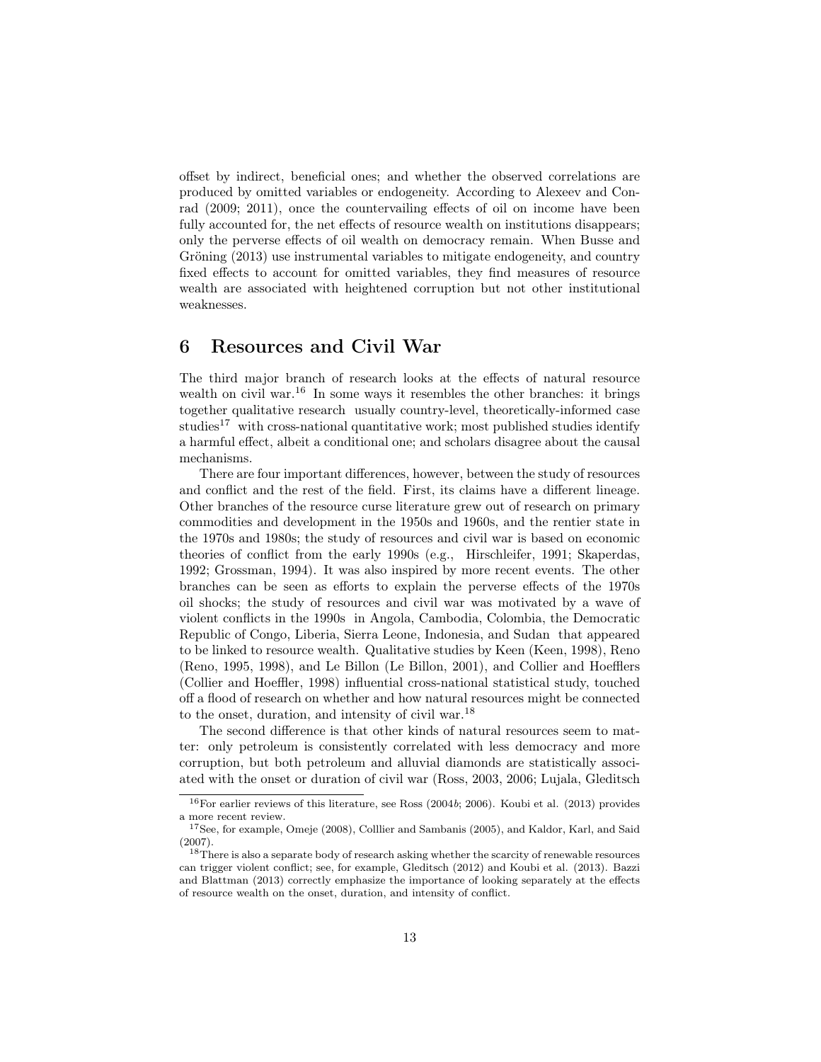offset by indirect, beneficial ones; and whether the observed correlations are produced by omitted variables or endogeneity. According to Alexeev and Conrad (2009; 2011), once the countervailing effects of oil on income have been fully accounted for, the net effects of resource wealth on institutions disappears; only the perverse effects of oil wealth on democracy remain. When Busse and Gröning (2013) use instrumental variables to mitigate endogeneity, and country fixed effects to account for omitted variables, they find measures of resource wealth are associated with heightened corruption but not other institutional weaknesses.

# 6 Resources and Civil War

The third major branch of research looks at the effects of natural resource wealth on civil war.[16] In some ways it resembles the other branches: it brings together qualitative research usually country-level, theoretically-informed case studies[17] with cross-national quantitative work; most published studies identify a harmful effect, albeit a conditional one; and scholars disagree about the causal mechanisms.

There are four important differences, however, between the study of resources and conflict and the rest of the field. First, its claims have a different lineage. Other branches of the resource curse literature grew out of research on primary commodities and development in the 1950s and 1960s, and the rentier state in the 1970s and 1980s; the study of resources and civil war is based on economic theories of conflict from the early 1990s (e.g., Hirschleifer, 1991; Skaperdas, 1992; Grossman, 1994). It was also inspired by more recent events. The other branches can be seen as efforts to explain the perverse effects of the 1970s oil shocks; the study of resources and civil war was motivated by a wave of violent conflicts in the 1990s in Angola, Cambodia, Colombia, the Democratic Republic of Congo, Liberia, Sierra Leone, Indonesia, and Sudan that appeared to be linked to resource wealth. Qualitative studies by Keen (Keen, 1998), Reno (Reno, 1995, 1998), and Le Billon (Le Billon, 2001), and Collier and Hoefflers (Collier and Hoeffler, 1998) influential cross-national statistical study, touched off a flood of research on whether and how natural resources might be connected to the onset, duration, and intensity of civil war.[18]

The second difference is that other kinds of natural resources seem to matter: only petroleum is consistently correlated with less democracy and more corruption, but both petroleum and alluvial diamonds are statistically associated with the onset or duration of civil war (Ross, 2003, 2006; Lujala, Gleditsch

[16] For earlier reviews of this literature, see Ross (2004*b*; 2006). Koubi et al. (2013) provides a more recent review.

[17] See, for example, Omeje (2008), Colllier and Sambanis (2005), and Kaldor, Karl, and Said (2007).

[18] There is also a separate body of research asking whether the scarcity of renewable resources can trigger violent conflict; see, for example, Gleditsch (2012) and Koubi et al. (2013). Bazzi and Blattman (2013) correctly emphasize the importance of looking separately at the effects of resource wealth on the onset, duration, and intensity of conflict.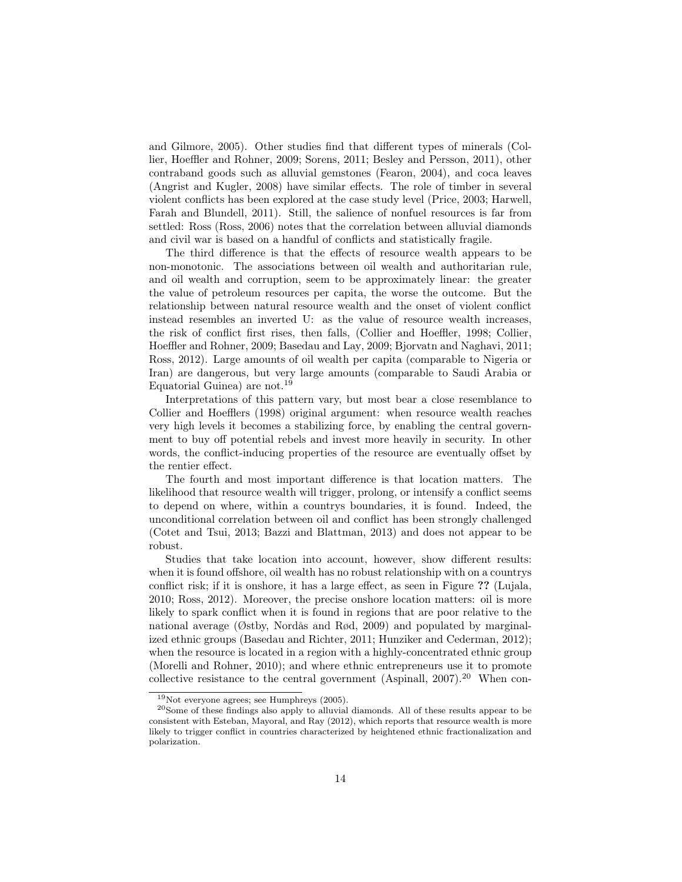and Gilmore, 2005). Other studies find that different types of minerals (Collier, Hoeffler and Rohner, 2009; Sorens, 2011; Besley and Persson, 2011), other contraband goods such as alluvial gemstones (Fearon, 2004), and coca leaves (Angrist and Kugler, 2008) have similar effects. The role of timber in several violent conflicts has been explored at the case study level (Price, 2003; Harwell, Farah and Blundell, 2011). Still, the salience of nonfuel resources is far from settled: Ross (Ross, 2006) notes that the correlation between alluvial diamonds and civil war is based on a handful of conflicts and statistically fragile.

The third difference is that the effects of resource wealth appears to be non-monotonic. The associations between oil wealth and authoritarian rule, and oil wealth and corruption, seem to be approximately linear: the greater the value of petroleum resources per capita, the worse the outcome. But the relationship between natural resource wealth and the onset of violent conflict instead resembles an inverted U: as the value of resource wealth increases, the risk of conflict first rises, then falls, (Collier and Hoeffler, 1998; Collier, Hoeffler and Rohner, 2009; Basedau and Lay, 2009; Bjorvatn and Naghavi, 2011; Ross, 2012). Large amounts of oil wealth per capita (comparable to Nigeria or Iran) are dangerous, but very large amounts (comparable to Saudi Arabia or Equatorial Guinea) are not.[19]

Interpretations of this pattern vary, but most bear a close resemblance to Collier and Hoefflers (1998) original argument: when resource wealth reaches very high levels it becomes a stabilizing force, by enabling the central government to buy off potential rebels and invest more heavily in security. In other words, the conflict-inducing properties of the resource are eventually offset by the rentier effect.

The fourth and most important difference is that location matters. The likelihood that resource wealth will trigger, prolong, or intensify a conflict seems to depend on where, within a countrys boundaries, it is found. Indeed, the unconditional correlation between oil and conflict has been strongly challenged (Cotet and Tsui, 2013; Bazzi and Blattman, 2013) and does not appear to be robust.

Studies that take location into account, however, show different results: when it is found offshore, oil wealth has no robust relationship with on a countrys conflict risk; if it is onshore, it has a large effect, as seen in Figure **??** (Lujala, 2010; Ross, 2012). Moreover, the precise onshore location matters: oil is more likely to spark conflict when it is found in regions that are poor relative to the national average (Østby, Nordås and Rød, 2009) and populated by marginalized ethnic groups (Basedau and Richter, 2011; Hunziker and Cederman, 2012); when the resource is located in a region with a highly-concentrated ethnic group (Morelli and Rohner, 2010); and where ethnic entrepreneurs use it to promote collective resistance to the central government (Aspinall, 2007).[20] When con-

[19] Not everyone agrees; see Humphreys (2005).

[20] Some of these findings also apply to alluvial diamonds. All of these results appear to be consistent with Esteban, Mayoral, and Ray (2012), which reports that resource wealth is more likely to trigger conflict in countries characterized by heightened ethnic fractionalization and polarization.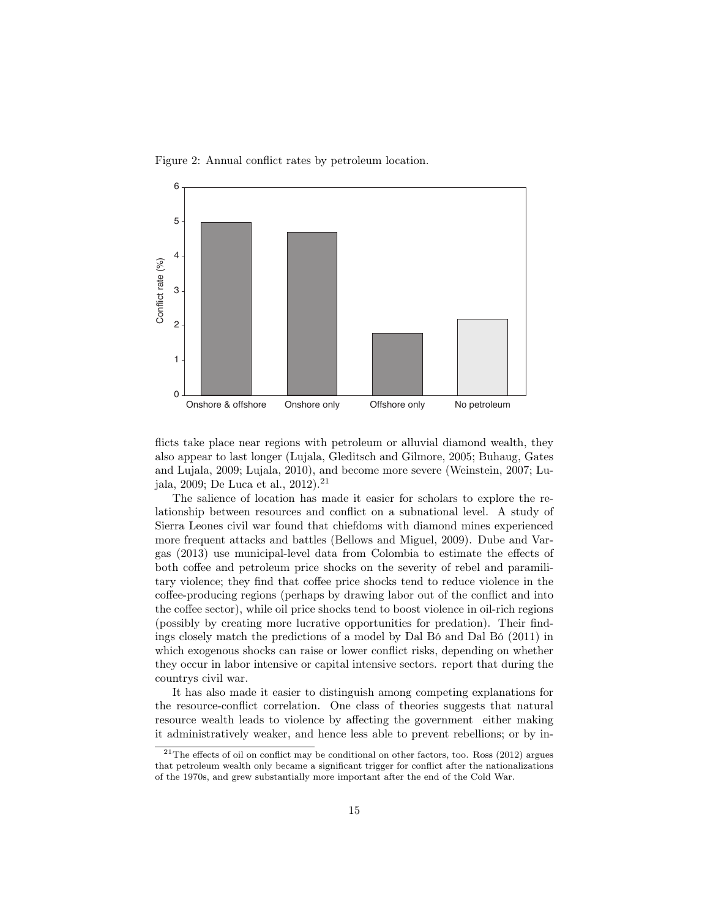Figure 2: Annual conflict rates by petroleum location.

flicts take place near regions with petroleum or alluvial diamond wealth, they also appear to last longer (Lujala, Gleditsch and Gilmore, 2005; Buhaug, Gates and Lujala, 2009; Lujala, 2010), and become more severe (Weinstein, 2007; Lujala, 2009; De Luca et al., 2012).[21]

The salience of location has made it easier for scholars to explore the relationship between resources and conflict on a subnational level. A study of Sierra Leones civil war found that chiefdoms with diamond mines experienced more frequent attacks and battles (Bellows and Miguel, 2009). Dube and Vargas (2013) use municipal-level data from Colombia to estimate the effects of both coffee and petroleum price shocks on the severity of rebel and paramilitary violence; they find that coffee price shocks tend to reduce violence in the coffee-producing regions (perhaps by drawing labor out of the conflict and into the coffee sector), while oil price shocks tend to boost violence in oil-rich regions (possibly by creating more lucrative opportunities for predation). Their findings closely match the predictions of a model by Dal Bó and Dal Bó (2011) in which exogenous shocks can raise or lower conflict risks, depending on whether they occur in labor intensive or capital intensive sectors. report that during the countrys civil war.

It has also made it easier to distinguish among competing explanations for the resource-conflict correlation. One class of theories suggests that natural resource wealth leads to violence by affecting the government either making it administratively weaker, and hence less able to prevent rebellions; or by in-

[21]The effects of oil on conflict may be conditional on other factors, too. Ross (2012) argues that petroleum wealth only became a significant trigger for conflict after the nationalizations of the 1970s, and grew substantially more important after the end of the Cold War.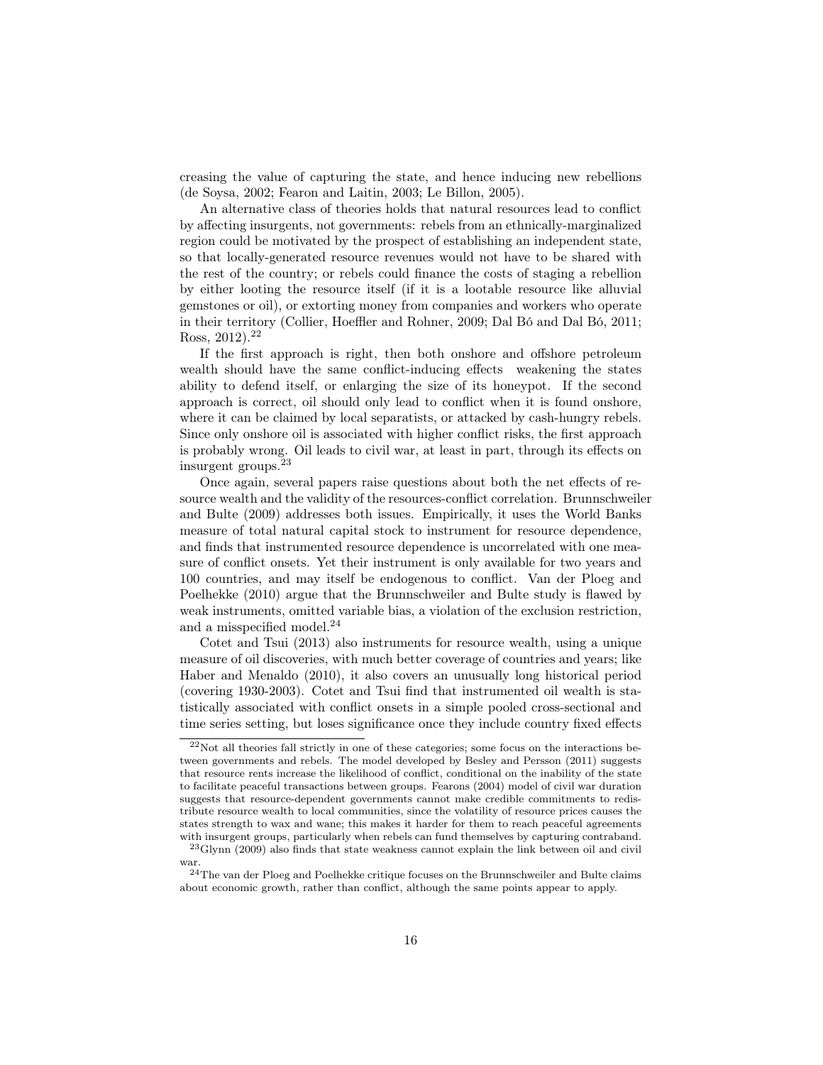creasing the value of capturing the state, and hence inducing new rebellions (de Soysa, 2002; Fearon and Laitin, 2003; Le Billon, 2005).

An alternative class of theories holds that natural resources lead to conflict by affecting insurgents, not governments: rebels from an ethnically-marginalized region could be motivated by the prospect of establishing an independent state, so that locally-generated resource revenues would not have to be shared with the rest of the country; or rebels could finance the costs of staging a rebellion by either looting the resource itself (if it is a lootable resource like alluvial gemstones or oil), or extorting money from companies and workers who operate in their territory (Collier, Hoeffler and Rohner, 2009; Dal Bó and Dal Bó, 2011; Ross, 2012).[22]

If the first approach is right, then both onshore and offshore petroleum wealth should have the same conflict-inducing effects weakening the states ability to defend itself, or enlarging the size of its honeypot. If the second approach is correct, oil should only lead to conflict when it is found onshore, where it can be claimed by local separatists, or attacked by cash-hungry rebels. Since only onshore oil is associated with higher conflict risks, the first approach is probably wrong. Oil leads to civil war, at least in part, through its effects on insurgent groups.[23]

Once again, several papers raise questions about both the net effects of resource wealth and the validity of the resources-conflict correlation. Brunnschweiler and Bulte (2009) addresses both issues. Empirically, it uses the World Banks measure of total natural capital stock to instrument for resource dependence, and finds that instrumented resource dependence is uncorrelated with one measure of conflict onsets. Yet their instrument is only available for two years and 100 countries, and may itself be endogenous to conflict. Van der Ploeg and Poelhekke (2010) argue that the Brunnschweiler and Bulte study is flawed by weak instruments, omitted variable bias, a violation of the exclusion restriction, and a misspecified model.[24]

Cotet and Tsui (2013) also instruments for resource wealth, using a unique measure of oil discoveries, with much better coverage of countries and years; like Haber and Menaldo (2010), it also covers an unusually long historical period (covering 1930-2003). Cotet and Tsui find that instrumented oil wealth is statistically associated with conflict onsets in a simple pooled cross-sectional and time series setting, but loses significance once they include country fixed effects

[22] Not all theories fall strictly in one of these categories; some focus on the interactions between governments and rebels. The model developed by Besley and Persson (2011) suggests that resource rents increase the likelihood of conflict, conditional on the inability of the state to facilitate peaceful transactions between groups. Fearons (2004) model of civil war duration suggests that resource-dependent governments cannot make credible commitments to redistribute resource wealth to local communities, since the volatility of resource prices causes the states strength to wax and wane; this makes it harder for them to reach peaceful agreements with insurgent groups, particularly when rebels can fund themselves by capturing contraband.

[23] Glynn (2009) also finds that state weakness cannot explain the link between oil and civil war.

[24] The van der Ploeg and Poelhekke critique focuses on the Brunnschweiler and Bulte claims about economic growth, rather than conflict, although the same points appear to apply.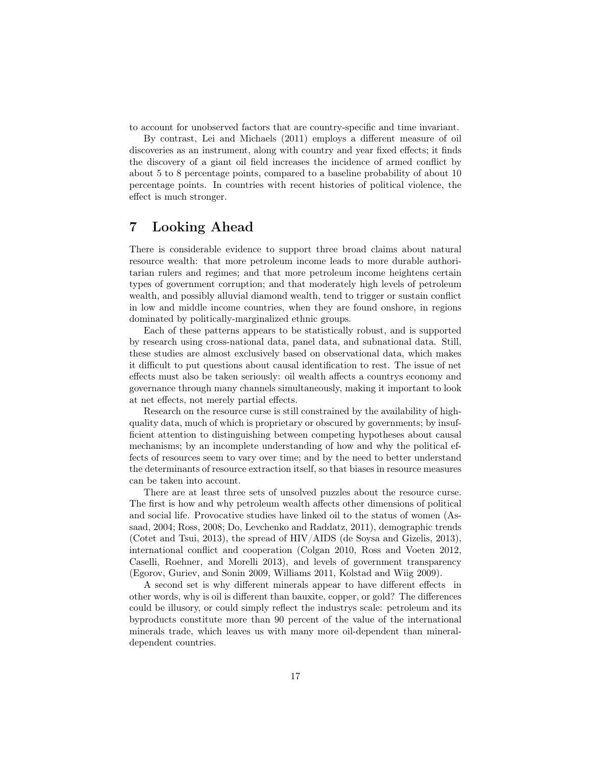to account for unobserved factors that are country-specific and time invariant.

By contrast, Lei and Michaels (2011) employs a different measure of oil discoveries as an instrument, along with country and year fixed effects; it finds the discovery of a giant oil field increases the incidence of armed conflict by about 5 to 8 percentage points, compared to a baseline probability of about 10 percentage points. In countries with recent histories of political violence, the effect is much stronger.

# 7 Looking Ahead

There is considerable evidence to support three broad claims about natural resource wealth: that more petroleum income leads to more durable authoritarian rulers and regimes; and that more petroleum income heightens certain types of government corruption; and that moderately high levels of petroleum wealth, and possibly alluvial diamond wealth, tend to trigger or sustain conflict in low and middle income countries, when they are found onshore, in regions dominated by politically-marginalized ethnic groups.

Each of these patterns appears to be statistically robust, and is supported by research using cross-national data, panel data, and subnational data. Still, these studies are almost exclusively based on observational data, which makes it difficult to put questions about causal identification to rest. The issue of net effects must also be taken seriously: oil wealth affects a countrys economy and governance through many channels simultaneously, making it important to look at net effects, not merely partial effects.

Research on the resource curse is still constrained by the availability of high-quality data, much of which is proprietary or obscured by governments; by insufficient attention to distinguishing between competing hypotheses about causal mechanisms; by an incomplete understanding of how and why the political effects of resources seem to vary over time; and by the need to better understand the determinants of resource extraction itself, so that biases in resource measures can be taken into account.

There are at least three sets of unsolved puzzles about the resource curse. The first is how and why petroleum wealth affects other dimensions of political and social life. Provocative studies have linked oil to the status of women (Assaad, 2004; Ross, 2008; Do, Levchenko and Raddatz, 2011), demographic trends (Cotet and Tsui, 2013), the spread of HIV/AIDS (de Soysa and Gizelis, 2013), international conflict and cooperation (Colgan 2010, Ross and Voeten 2012, Caselli, Roehner, and Morelli 2013), and levels of government transparency (Egorov, Guriev, and Sonin 2009, Williams 2011, Kolstad and Wiig 2009).

A second set is why different minerals appear to have different effects in other words, why is oil is different than bauxite, copper, or gold? The differences could be illusory, or could simply reflect the industrys scale: petroleum and its byproducts constitute more than 90 percent of the value of the international minerals trade, which leaves us with many more oil-dependent than mineral-dependent countries.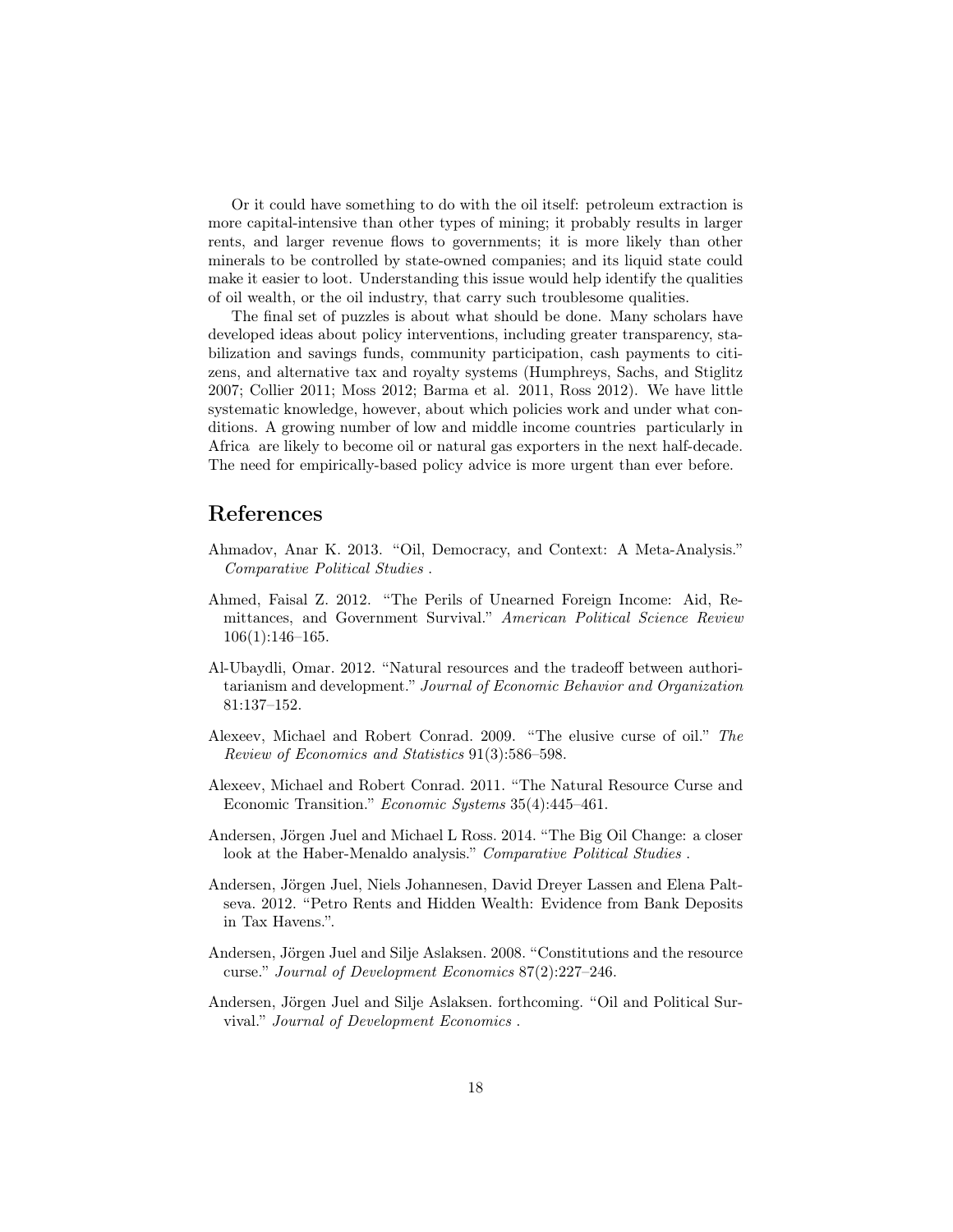Or it could have something to do with the oil itself: petroleum extraction is more capital-intensive than other types of mining; it probably results in larger rents, and larger revenue flows to governments; it is more likely than other minerals to be controlled by state-owned companies; and its liquid state could make it easier to loot. Understanding this issue would help identify the qualities of oil wealth, or the oil industry, that carry such troublesome qualities.

The final set of puzzles is about what should be done. Many scholars have developed ideas about policy interventions, including greater transparency, stabilization and savings funds, community participation, cash payments to citizens, and alternative tax and royalty systems (Humphreys, Sachs, and Stiglitz 2007; Collier 2011; Moss 2012; Barma et al. 2011, Ross 2012). We have little systematic knowledge, however, about which policies work and under what conditions. A growing number of low and middle income countries particularly in Africa are likely to become oil or natural gas exporters in the next half-decade. The need for empirically-based policy advice is more urgent than ever before.

## References

Ahmadov, Anar K. 2013. "Oil, Democracy, and Context: A Meta-Analysis." *Comparative Political Studies* .

Ahmed, Faisal Z. 2012. "The Perils of Unearned Foreign Income: Aid, Remittances, and Government Survival." *American Political Science Review* 106(1):146–165.

Al-Ubaydli, Omar. 2012. "Natural resources and the tradeoff between authoritarianism and development." *Journal of Economic Behavior and Organization* 81:137–152.

Alexeev, Michael and Robert Conrad. 2009. "The elusive curse of oil." *The Review of Economics and Statistics* 91(3):586–598.

Alexeev, Michael and Robert Conrad. 2011. "The Natural Resource Curse and Economic Transition." *Economic Systems* 35(4):445–461.

Andersen, Jörgen Juel and Michael L Ross. 2014. "The Big Oil Change: a closer look at the Haber-Menaldo analysis." *Comparative Political Studies* .

Andersen, Jörgen Juel, Niels Johannesen, David Dreyer Lassen and Elena Paltseva. 2012. "Petro Rents and Hidden Wealth: Evidence from Bank Deposits in Tax Havens.".

Andersen, Jörgen Juel and Silje Aslaksen. 2008. "Constitutions and the resource curse." *Journal of Development Economics* 87(2):227–246.

Andersen, Jörgen Juel and Silje Aslaksen. forthcoming. "Oil and Political Survival." *Journal of Development Economics* .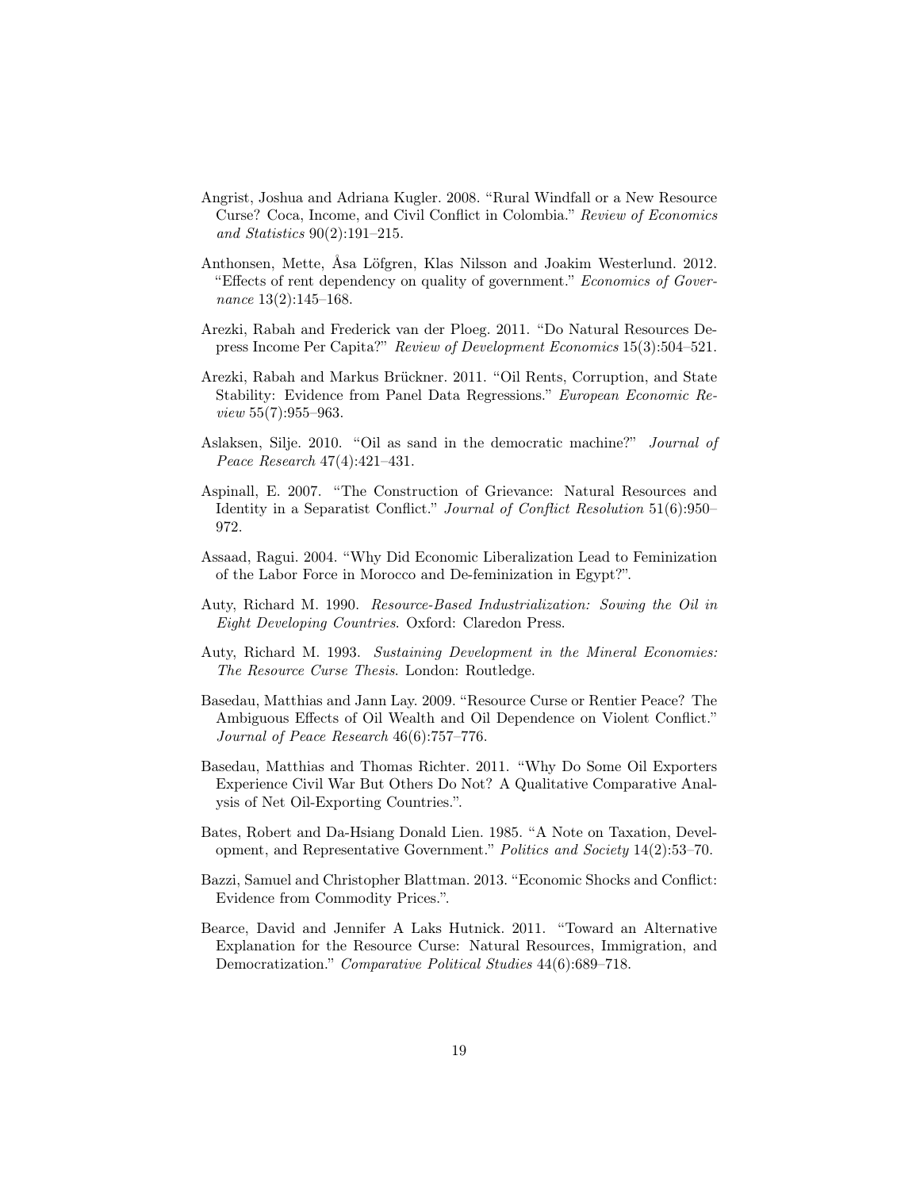Angrist, Joshua and Adriana Kugler. 2008. "Rural Windfall or a New Resource Curse? Coca, Income, and Civil Conflict in Colombia." *Review of Economics and Statistics* 90(2):191–215.

Anthonsen, Mette, Åsa Löfgren, Klas Nilsson and Joakim Westerlund. 2012. "Effects of rent dependency on quality of government." *Economics of Governance* 13(2):145–168.

Arezki, Rabah and Frederick van der Ploeg. 2011. "Do Natural Resources Depress Income Per Capita?" *Review of Development Economics* 15(3):504–521.

Arezki, Rabah and Markus Brückner. 2011. "Oil Rents, Corruption, and State Stability: Evidence from Panel Data Regressions." *European Economic Review* 55(7):955–963.

Aslaksen, Silje. 2010. "Oil as sand in the democratic machine?" *Journal of Peace Research* 47(4):421–431.

Aspinall, E. 2007. "The Construction of Grievance: Natural Resources and Identity in a Separatist Conflict." *Journal of Conflict Resolution* 51(6):950–972.

Assaad, Ragui. 2004. "Why Did Economic Liberalization Lead to Feminization of the Labor Force in Morocco and De-feminization in Egypt?".

Auty, Richard M. 1990. *Resource-Based Industrialization: Sowing the Oil in Eight Developing Countries*. Oxford: Claredon Press.

Auty, Richard M. 1993. *Sustaining Development in the Mineral Economies: The Resource Curse Thesis*. London: Routledge.

Basedau, Matthias and Jann Lay. 2009. "Resource Curse or Rentier Peace? The Ambiguous Effects of Oil Wealth and Oil Dependence on Violent Conflict." *Journal of Peace Research* 46(6):757–776.

Basedau, Matthias and Thomas Richter. 2011. "Why Do Some Oil Exporters Experience Civil War But Others Do Not? A Qualitative Comparative Analysis of Net Oil-Exporting Countries.".

Bates, Robert and Da-Hsiang Donald Lien. 1985. "A Note on Taxation, Development, and Representative Government." *Politics and Society* 14(2):53–70.

Bazzi, Samuel and Christopher Blattman. 2013. "Economic Shocks and Conflict: Evidence from Commodity Prices.".

Bearce, David and Jennifer A Laks Hutnick. 2011. "Toward an Alternative Explanation for the Resource Curse: Natural Resources, Immigration, and Democratization." *Comparative Political Studies* 44(6):689–718.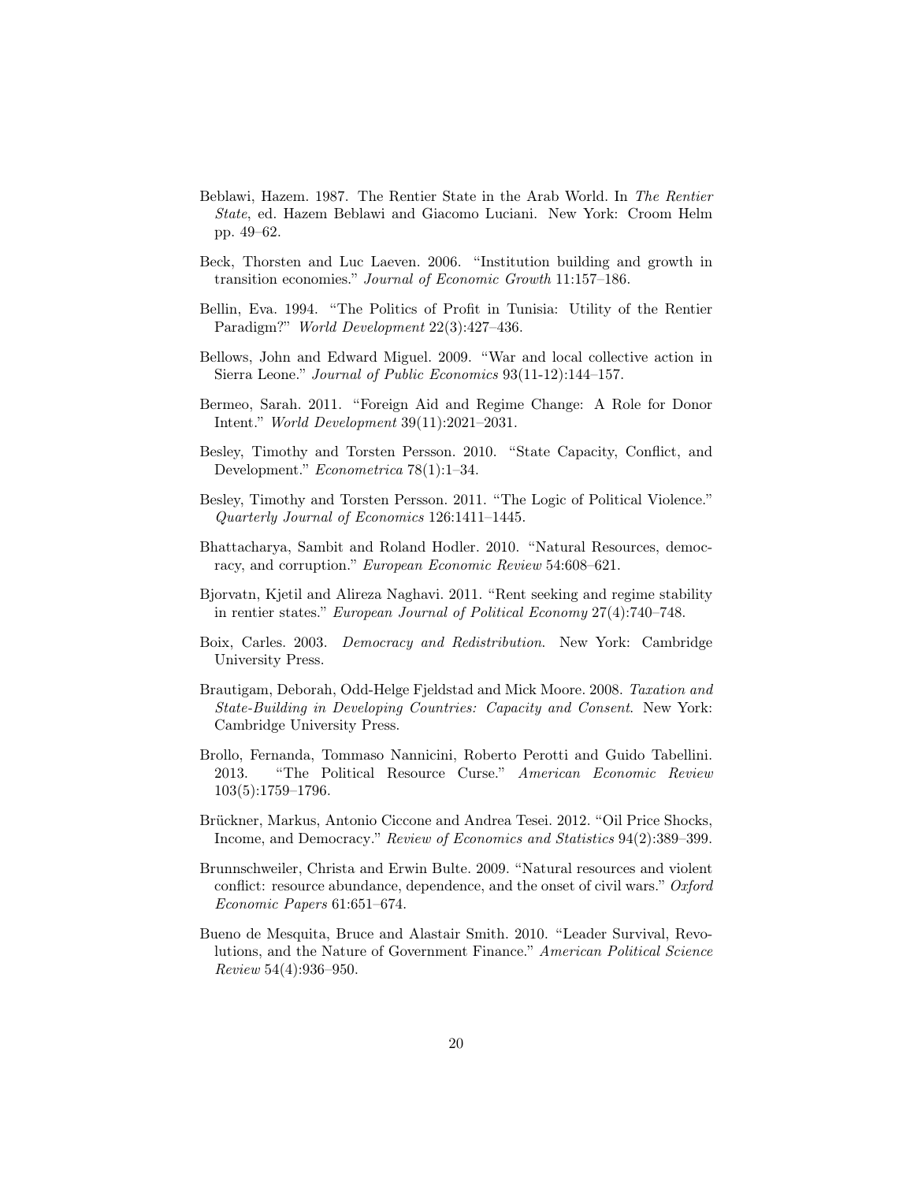Beblawi, Hazem. 1987. The Rentier State in the Arab World. In *The Rentier State*, ed. Hazem Beblawi and Giacomo Luciani. New York: Croom Helm pp. 49–62.

Beck, Thorsten and Luc Laeven. 2006. "Institution building and growth in transition economies." *Journal of Economic Growth* 11:157–186.

Bellin, Eva. 1994. "The Politics of Profit in Tunisia: Utility of the Rentier Paradigm?" *World Development* 22(3):427–436.

Bellows, John and Edward Miguel. 2009. "War and local collective action in Sierra Leone." *Journal of Public Economics* 93(11-12):144–157.

Bermeo, Sarah. 2011. "Foreign Aid and Regime Change: A Role for Donor Intent." *World Development* 39(11):2021–2031.

Besley, Timothy and Torsten Persson. 2010. "State Capacity, Conflict, and Development." *Econometrica* 78(1):1–34.

Besley, Timothy and Torsten Persson. 2011. "The Logic of Political Violence." *Quarterly Journal of Economics* 126:1411–1445.

Bhattacharya, Sambit and Roland Hodler. 2010. "Natural Resources, democracy, and corruption." *European Economic Review* 54:608–621.

Bjorvatn, Kjetil and Alireza Naghavi. 2011. "Rent seeking and regime stability in rentier states." *European Journal of Political Economy* 27(4):740–748.

Boix, Carles. 2003. *Democracy and Redistribution*. New York: Cambridge University Press.

Brautigam, Deborah, Odd-Helge Fjeldstad and Mick Moore. 2008. *Taxation and State-Building in Developing Countries: Capacity and Consent*. New York: Cambridge University Press.

Brollo, Fernanda, Tommaso Nannicini, Roberto Perotti and Guido Tabellini. 2013. "The Political Resource Curse." *American Economic Review* 103(5):1759–1796.

Brückner, Markus, Antonio Ciccone and Andrea Tesei. 2012. "Oil Price Shocks, Income, and Democracy." *Review of Economics and Statistics* 94(2):389–399.

Brunnschweiler, Christa and Erwin Bulte. 2009. "Natural resources and violent conflict: resource abundance, dependence, and the onset of civil wars." *Oxford Economic Papers* 61:651–674.

Bueno de Mesquita, Bruce and Alastair Smith. 2010. "Leader Survival, Revolutions, and the Nature of Government Finance." *American Political Science Review* 54(4):936–950.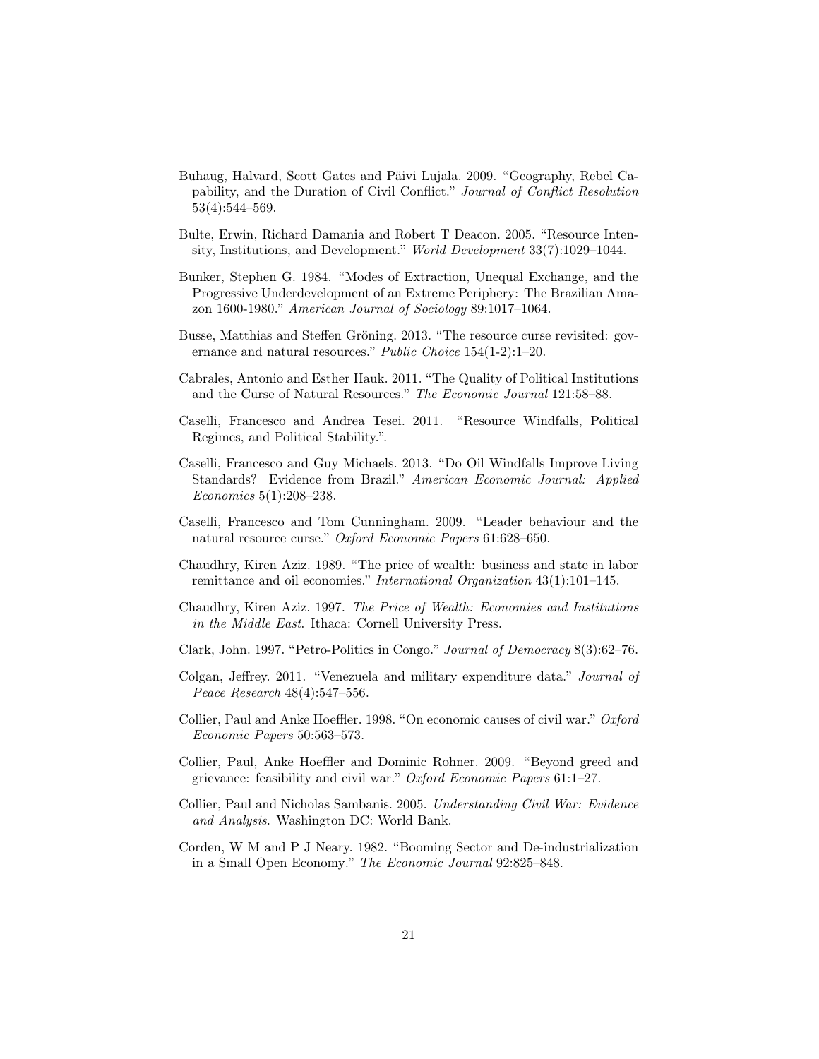Buhaug, Halvard, Scott Gates and Päivi Lujala. 2009. "Geography, Rebel Capability, and the Duration of Civil Conflict." *Journal of Conflict Resolution* 53(4):544–569.

Bulte, Erwin, Richard Damania and Robert T Deacon. 2005. "Resource Intensity, Institutions, and Development." *World Development* 33(7):1029–1044.

Bunker, Stephen G. 1984. "Modes of Extraction, Unequal Exchange, and the Progressive Underdevelopment of an Extreme Periphery: The Brazilian Amazon 1600-1980." *American Journal of Sociology* 89:1017–1064.

Busse, Matthias and Steffen Gröning. 2013. "The resource curse revisited: governance and natural resources." *Public Choice* 154(1-2):1–20.

Cabrales, Antonio and Esther Hauk. 2011. "The Quality of Political Institutions and the Curse of Natural Resources." *The Economic Journal* 121:58–88.

Caselli, Francesco and Andrea Tesei. 2011. "Resource Windfalls, Political Regimes, and Political Stability.".

Caselli, Francesco and Guy Michaels. 2013. "Do Oil Windfalls Improve Living Standards? Evidence from Brazil." *American Economic Journal: Applied Economics* 5(1):208–238.

Caselli, Francesco and Tom Cunningham. 2009. "Leader behaviour and the natural resource curse." *Oxford Economic Papers* 61:628–650.

Chaudhry, Kiren Aziz. 1989. "The price of wealth: business and state in labor remittance and oil economies." *International Organization* 43(1):101–145.

Chaudhry, Kiren Aziz. 1997. *The Price of Wealth: Economies and Institutions in the Middle East*. Ithaca: Cornell University Press.

Clark, John. 1997. "Petro-Politics in Congo." *Journal of Democracy* 8(3):62–76.

Colgan, Jeffrey. 2011. "Venezuela and military expenditure data." *Journal of Peace Research* 48(4):547–556.

Collier, Paul and Anke Hoeffler. 1998. "On economic causes of civil war." *Oxford Economic Papers* 50:563–573.

Collier, Paul, Anke Hoeffler and Dominic Rohner. 2009. "Beyond greed and grievance: feasibility and civil war." *Oxford Economic Papers* 61:1–27.

Collier, Paul and Nicholas Sambanis. 2005. *Understanding Civil War: Evidence and Analysis*. Washington DC: World Bank.

Corden, W M and P J Neary. 1982. "Booming Sector and De-industrialization in a Small Open Economy." *The Economic Journal* 92:825–848.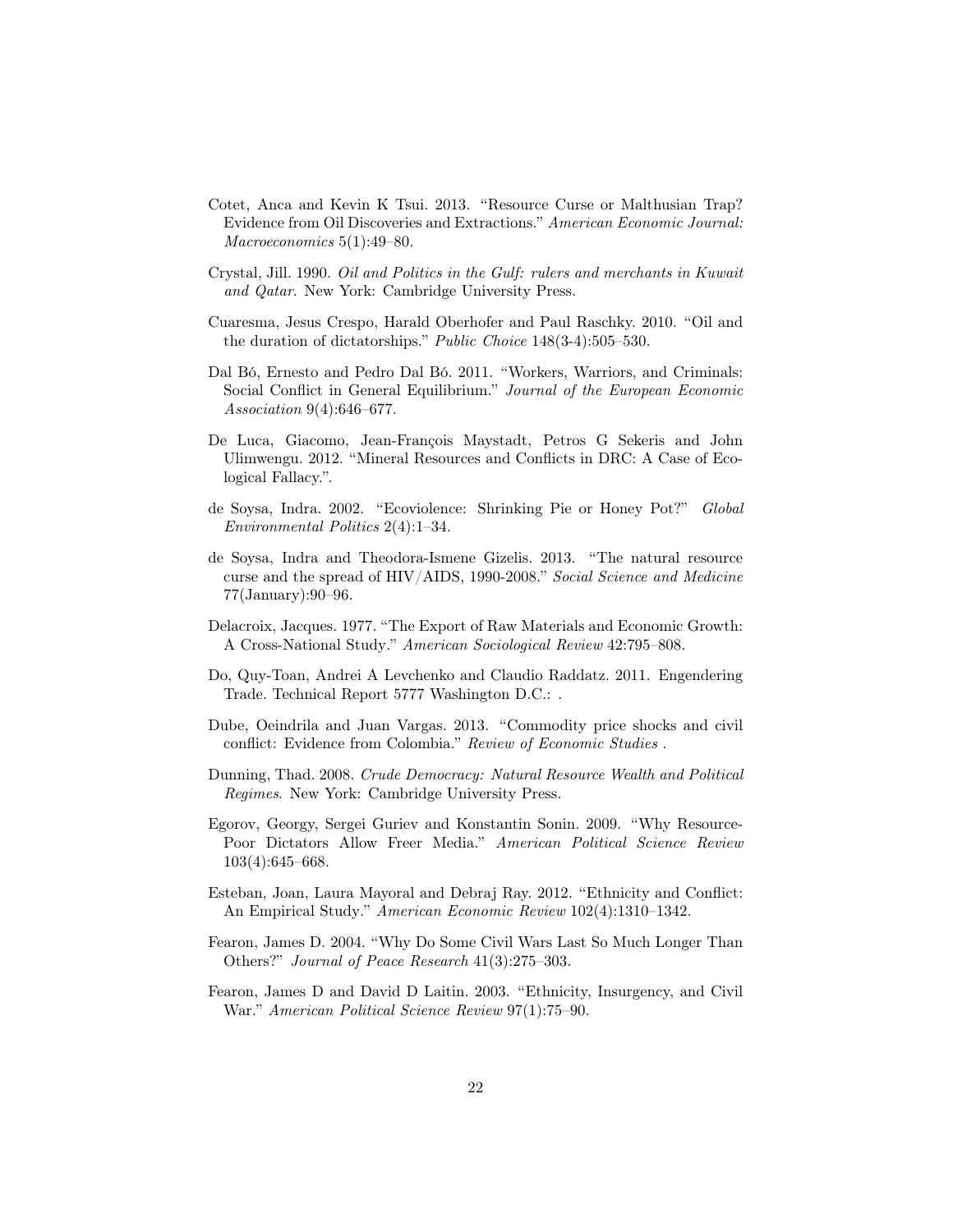Cotet, Anca and Kevin K Tsui. 2013. "Resource Curse or Malthusian Trap? Evidence from Oil Discoveries and Extractions." *American Economic Journal: Macroeconomics* 5(1):49–80.

Crystal, Jill. 1990. *Oil and Politics in the Gulf: rulers and merchants in Kuwait and Qatar*. New York: Cambridge University Press.

Cuaresma, Jesus Crespo, Harald Oberhofer and Paul Raschky. 2010. "Oil and the duration of dictatorships." *Public Choice* 148(3-4):505–530.

Dal Bó, Ernesto and Pedro Dal Bó. 2011. "Workers, Warriors, and Criminals: Social Conflict in General Equilibrium." *Journal of the European Economic Association* 9(4):646–677.

De Luca, Giacomo, Jean-François Maystadt, Petros G Sekeris and John Ulimwengu. 2012. "Mineral Resources and Conflicts in DRC: A Case of Ecological Fallacy.".

de Soysa, Indra. 2002. "Ecoviolence: Shrinking Pie or Honey Pot?" *Global Environmental Politics* 2(4):1–34.

de Soysa, Indra and Theodora-Ismene Gizelis. 2013. "The natural resource curse and the spread of HIV/AIDS, 1990-2008." *Social Science and Medicine* 77(January):90–96.

Delacroix, Jacques. 1977. "The Export of Raw Materials and Economic Growth: A Cross-National Study." *American Sociological Review* 42:795–808.

Do, Quy-Toan, Andrei A Levchenko and Claudio Raddatz. 2011. Engendering Trade. Technical Report 5777 Washington D.C.: .

Dube, Oeindrila and Juan Vargas. 2013. "Commodity price shocks and civil conflict: Evidence from Colombia." *Review of Economic Studies* .

Dunning, Thad. 2008. *Crude Democracy: Natural Resource Wealth and Political Regimes*. New York: Cambridge University Press.

Egorov, Georgy, Sergei Guriev and Konstantin Sonin. 2009. "Why Resource-Poor Dictators Allow Freer Media." *American Political Science Review* 103(4):645–668.

Esteban, Joan, Laura Mayoral and Debraj Ray. 2012. "Ethnicity and Conflict: An Empirical Study." *American Economic Review* 102(4):1310–1342.

Fearon, James D. 2004. "Why Do Some Civil Wars Last So Much Longer Than Others?" *Journal of Peace Research* 41(3):275–303.

Fearon, James D and David D Laitin. 2003. "Ethnicity, Insurgency, and Civil War." *American Political Science Review* 97(1):75–90.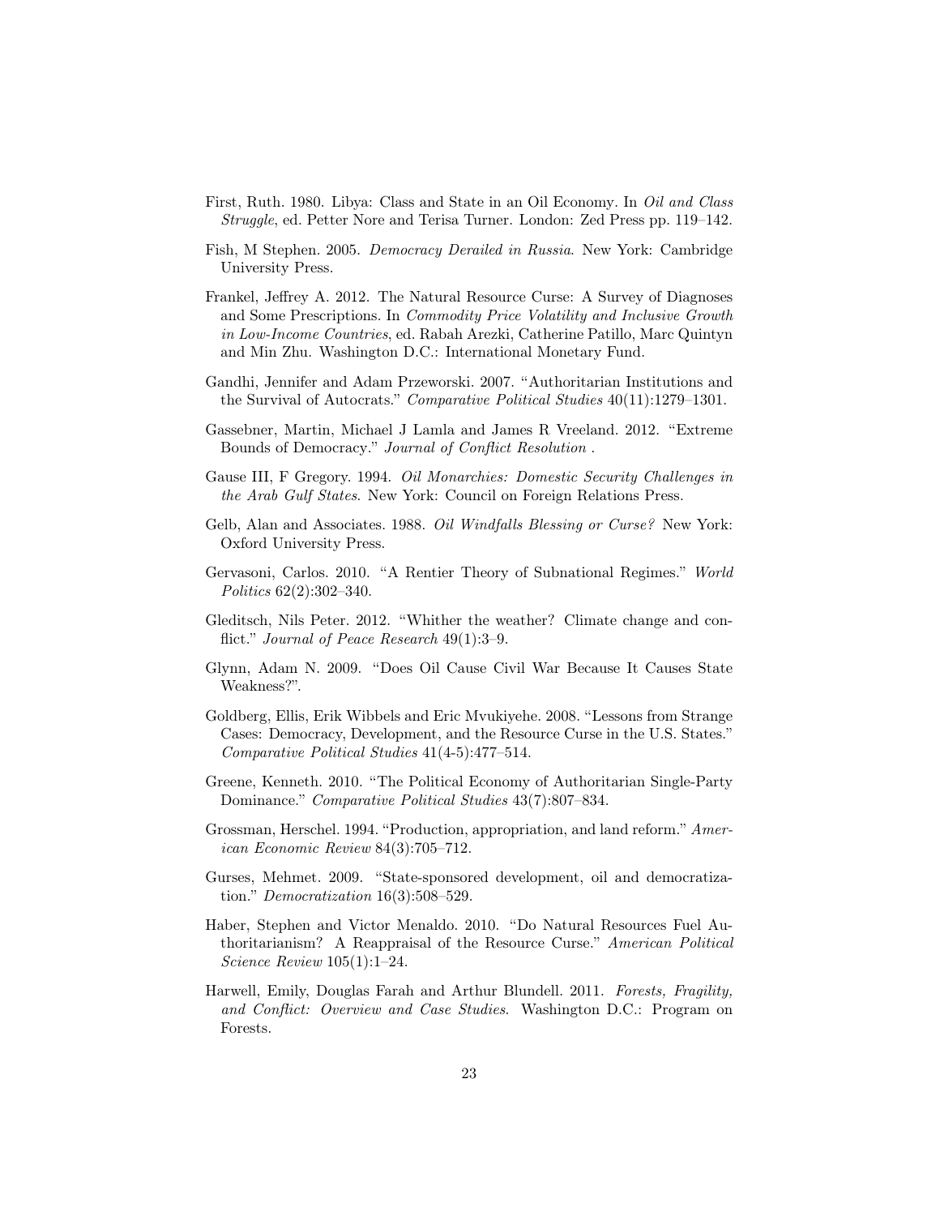First, Ruth. 1980. Libya: Class and State in an Oil Economy. In *Oil and Class Struggle*, ed. Petter Nore and Terisa Turner. London: Zed Press pp. 119–142.

Fish, M Stephen. 2005. *Democracy Derailed in Russia*. New York: Cambridge University Press.

Frankel, Jeffrey A. 2012. The Natural Resource Curse: A Survey of Diagnoses and Some Prescriptions. In *Commodity Price Volatility and Inclusive Growth in Low-Income Countries*, ed. Rabah Arezki, Catherine Patillo, Marc Quintyn and Min Zhu. Washington D.C.: International Monetary Fund.

Gandhi, Jennifer and Adam Przeworski. 2007. "Authoritarian Institutions and the Survival of Autocrats." *Comparative Political Studies* 40(11):1279–1301.

Gassebner, Martin, Michael J Lamla and James R Vreeland. 2012. "Extreme Bounds of Democracy." *Journal of Conflict Resolution* .

Gause III, F Gregory. 1994. *Oil Monarchies: Domestic Security Challenges in the Arab Gulf States*. New York: Council on Foreign Relations Press.

Gelb, Alan and Associates. 1988. *Oil Windfalls Blessing or Curse?* New York: Oxford University Press.

Gervasoni, Carlos. 2010. "A Rentier Theory of Subnational Regimes." *World Politics* 62(2):302–340.

Gleditsch, Nils Peter. 2012. "Whither the weather? Climate change and conflict." *Journal of Peace Research* 49(1):3–9.

Glynn, Adam N. 2009. "Does Oil Cause Civil War Because It Causes State Weakness?".

Goldberg, Ellis, Erik Wibbels and Eric Mvukiyehe. 2008. "Lessons from Strange Cases: Democracy, Development, and the Resource Curse in the U.S. States." *Comparative Political Studies* 41(4-5):477–514.

Greene, Kenneth. 2010. "The Political Economy of Authoritarian Single-Party Dominance." *Comparative Political Studies* 43(7):807–834.

Grossman, Herschel. 1994. "Production, appropriation, and land reform." *American Economic Review* 84(3):705–712.

Gurses, Mehmet. 2009. "State-sponsored development, oil and democratization." *Democratization* 16(3):508–529.

Haber, Stephen and Victor Menaldo. 2010. "Do Natural Resources Fuel Authoritarianism? A Reappraisal of the Resource Curse." *American Political Science Review* 105(1):1–24.

Harwell, Emily, Douglas Farah and Arthur Blundell. 2011. *Forests, Fragility, and Conflict: Overview and Case Studies*. Washington D.C.: Program on Forests.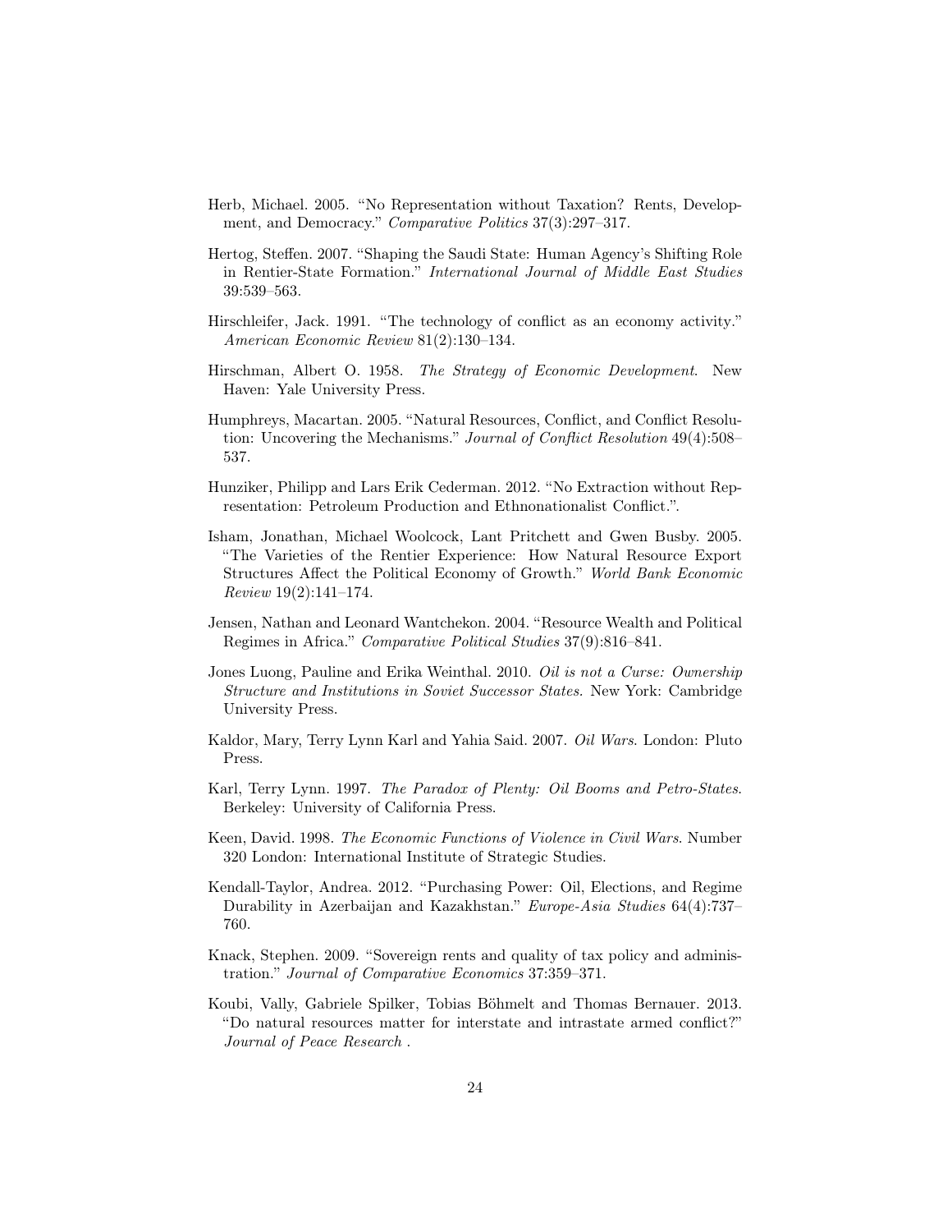Herb, Michael. 2005. "No Representation without Taxation? Rents, Development, and Democracy." *Comparative Politics* 37(3):297–317.

Hertog, Steffen. 2007. "Shaping the Saudi State: Human Agency's Shifting Role in Rentier-State Formation." *International Journal of Middle East Studies* 39:539–563.

Hirschleifer, Jack. 1991. "The technology of conflict as an economy activity." *American Economic Review* 81(2):130–134.

Hirschman, Albert O. 1958. *The Strategy of Economic Development*. New Haven: Yale University Press.

Humphreys, Macartan. 2005. "Natural Resources, Conflict, and Conflict Resolution: Uncovering the Mechanisms." *Journal of Conflict Resolution* 49(4):508–537.

Hunziker, Philipp and Lars Erik Cederman. 2012. "No Extraction without Representation: Petroleum Production and Ethnonationalist Conflict.".

Isham, Jonathan, Michael Woolcock, Lant Pritchett and Gwen Busby. 2005. "The Varieties of the Rentier Experience: How Natural Resource Export Structures Affect the Political Economy of Growth." *World Bank Economic Review* 19(2):141–174.

Jensen, Nathan and Leonard Wantchekon. 2004. "Resource Wealth and Political Regimes in Africa." *Comparative Political Studies* 37(9):816–841.

Jones Luong, Pauline and Erika Weinthal. 2010. *Oil is not a Curse: Ownership Structure and Institutions in Soviet Successor States*. New York: Cambridge University Press.

Kaldor, Mary, Terry Lynn Karl and Yahia Said. 2007. *Oil Wars*. London: Pluto Press.

Karl, Terry Lynn. 1997. *The Paradox of Plenty: Oil Booms and Petro-States*. Berkeley: University of California Press.

Keen, David. 1998. *The Economic Functions of Violence in Civil Wars*. Number 320 London: International Institute of Strategic Studies.

Kendall-Taylor, Andrea. 2012. "Purchasing Power: Oil, Elections, and Regime Durability in Azerbaijan and Kazakhstan." *Europe-Asia Studies* 64(4):737–760.

Knack, Stephen. 2009. "Sovereign rents and quality of tax policy and administration." *Journal of Comparative Economics* 37:359–371.

Koubi, Vally, Gabriele Spilker, Tobias Böhmelt and Thomas Bernauer. 2013. "Do natural resources matter for interstate and intrastate armed conflict?" *Journal of Peace Research* .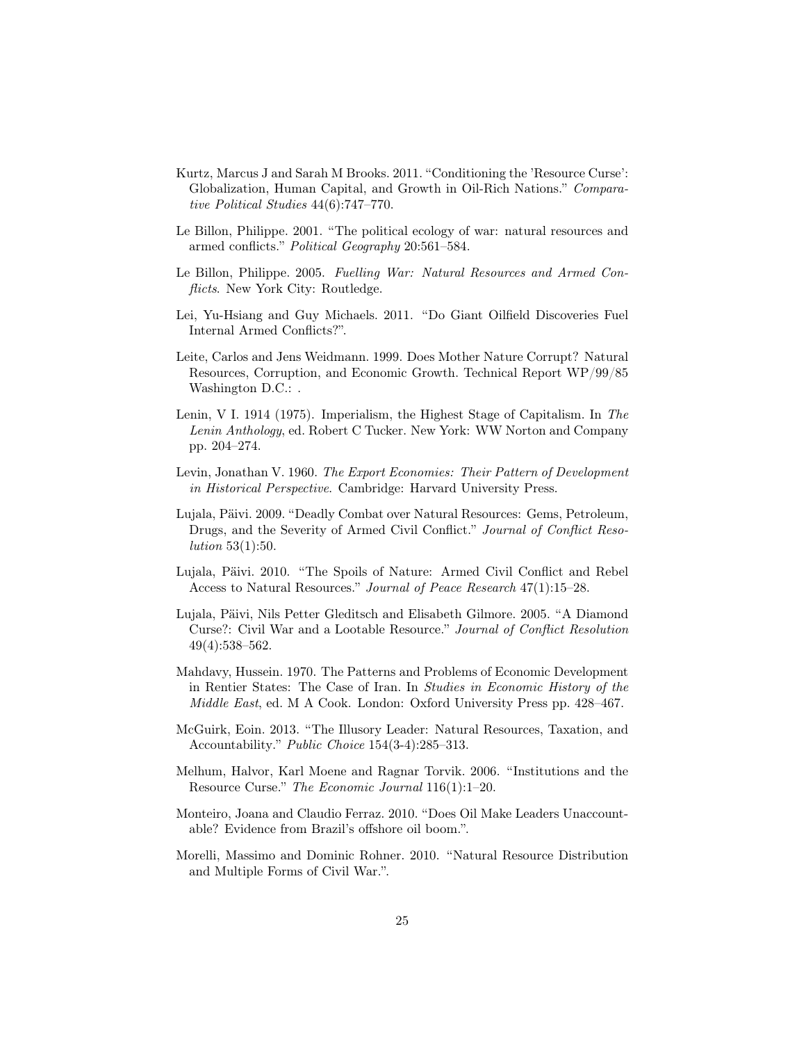Kurtz, Marcus J and Sarah M Brooks. 2011. "Conditioning the 'Resource Curse': Globalization, Human Capital, and Growth in Oil-Rich Nations." *Comparative Political Studies* 44(6):747–770.

Le Billon, Philippe. 2001. "The political ecology of war: natural resources and armed conflicts." *Political Geography* 20:561–584.

Le Billon, Philippe. 2005. *Fuelling War: Natural Resources and Armed Conflicts*. New York City: Routledge.

Lei, Yu-Hsiang and Guy Michaels. 2011. "Do Giant Oilfield Discoveries Fuel Internal Armed Conflicts?".

Leite, Carlos and Jens Weidmann. 1999. Does Mother Nature Corrupt? Natural Resources, Corruption, and Economic Growth. Technical Report WP/99/85 Washington D.C.: .

Lenin, V I. 1914 (1975). Imperialism, the Highest Stage of Capitalism. In *The Lenin Anthology*, ed. Robert C Tucker. New York: WW Norton and Company pp. 204–274.

Levin, Jonathan V. 1960. *The Export Economies: Their Pattern of Development in Historical Perspective*. Cambridge: Harvard University Press.

Lujala, Päivi. 2009. "Deadly Combat over Natural Resources: Gems, Petroleum, Drugs, and the Severity of Armed Civil Conflict." *Journal of Conflict Resolution* 53(1):50.

Lujala, Päivi. 2010. "The Spoils of Nature: Armed Civil Conflict and Rebel Access to Natural Resources." *Journal of Peace Research* 47(1):15–28.

Lujala, Päivi, Nils Petter Gleditsch and Elisabeth Gilmore. 2005. "A Diamond Curse?: Civil War and a Lootable Resource." *Journal of Conflict Resolution* 49(4):538–562.

Mahdavy, Hussein. 1970. The Patterns and Problems of Economic Development in Rentier States: The Case of Iran. In *Studies in Economic History of the Middle East*, ed. M A Cook. London: Oxford University Press pp. 428–467.

McGuirk, Eoin. 2013. "The Illusory Leader: Natural Resources, Taxation, and Accountability." *Public Choice* 154(3-4):285–313.

Melhum, Halvor, Karl Moene and Ragnar Torvik. 2006. "Institutions and the Resource Curse." *The Economic Journal* 116(1):1–20.

Monteiro, Joana and Claudio Ferraz. 2010. "Does Oil Make Leaders Unaccountable? Evidence from Brazil's offshore oil boom.".

Morelli, Massimo and Dominic Rohner. 2010. "Natural Resource Distribution and Multiple Forms of Civil War.".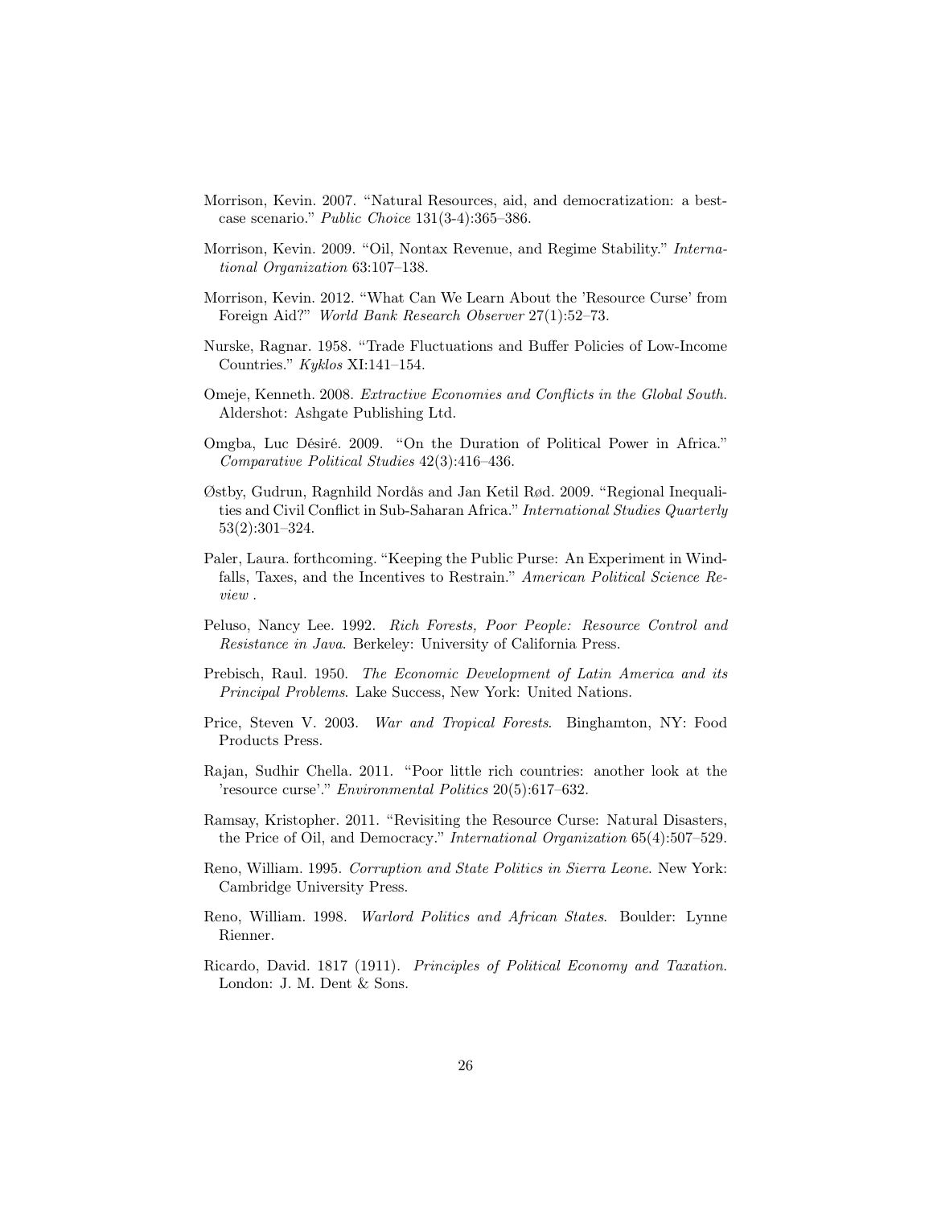Morrison, Kevin. 2007. "Natural Resources, aid, and democratization: a best-case scenario." *Public Choice* 131(3-4):365–386.

Morrison, Kevin. 2009. "Oil, Nontax Revenue, and Regime Stability." *International Organization* 63:107–138.

Morrison, Kevin. 2012. "What Can We Learn About the 'Resource Curse' from Foreign Aid?" *World Bank Research Observer* 27(1):52–73.

Nurske, Ragnar. 1958. "Trade Fluctuations and Buffer Policies of Low-Income Countries." *Kyklos* XI:141–154.

Omeje, Kenneth. 2008. *Extractive Economies and Conflicts in the Global South*. Aldershot: Ashgate Publishing Ltd.

Omgba, Luc Désiré. 2009. "On the Duration of Political Power in Africa." *Comparative Political Studies* 42(3):416–436.

Østby, Gudrun, Ragnhild Nordås and Jan Ketil Rød. 2009. "Regional Inequalities and Civil Conflict in Sub-Saharan Africa." *International Studies Quarterly* 53(2):301–324.

Paler, Laura. forthcoming. "Keeping the Public Purse: An Experiment in Windfalls, Taxes, and the Incentives to Restrain." *American Political Science Review* .

Peluso, Nancy Lee. 1992. *Rich Forests, Poor People: Resource Control and Resistance in Java*. Berkeley: University of California Press.

Prebisch, Raul. 1950. *The Economic Development of Latin America and its Principal Problems*. Lake Success, New York: United Nations.

Price, Steven V. 2003. *War and Tropical Forests*. Binghamton, NY: Food Products Press.

Rajan, Sudhir Chella. 2011. "Poor little rich countries: another look at the 'resource curse'." *Environmental Politics* 20(5):617–632.

Ramsay, Kristopher. 2011. "Revisiting the Resource Curse: Natural Disasters, the Price of Oil, and Democracy." *International Organization* 65(4):507–529.

Reno, William. 1995. *Corruption and State Politics in Sierra Leone*. New York: Cambridge University Press.

Reno, William. 1998. *Warlord Politics and African States*. Boulder: Lynne Rienner.

Ricardo, David. 1817 (1911). *Principles of Political Economy and Taxation*. London: J. M. Dent & Sons.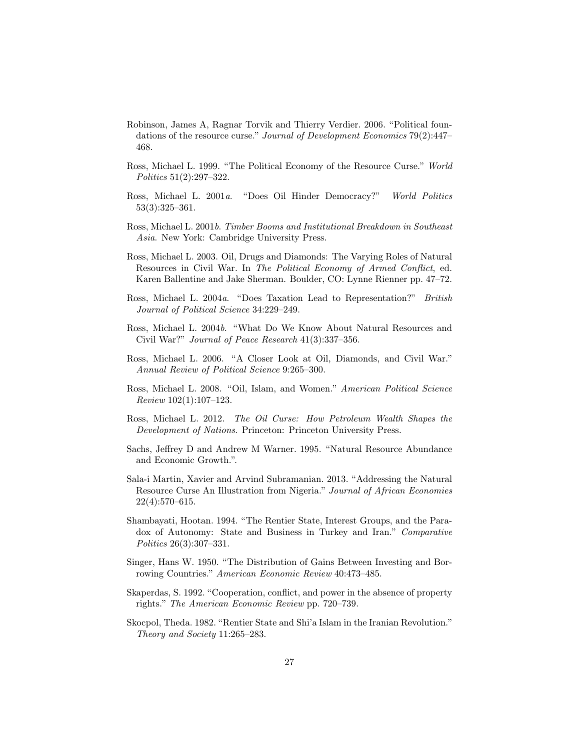Robinson, James A, Ragnar Torvik and Thierry Verdier. 2006. "Political foundations of the resource curse." *Journal of Development Economics* 79(2):447–468.

Ross, Michael L. 1999. "The Political Economy of the Resource Curse." *World Politics* 51(2):297–322.

Ross, Michael L. 2001*a*. "Does Oil Hinder Democracy?" *World Politics* 53(3):325–361.

Ross, Michael L. 2001*b*. *Timber Booms and Institutional Breakdown in Southeast Asia*. New York: Cambridge University Press.

Ross, Michael L. 2003. Oil, Drugs and Diamonds: The Varying Roles of Natural Resources in Civil War. In *The Political Economy of Armed Conflict*, ed. Karen Ballentine and Jake Sherman. Boulder, CO: Lynne Rienner pp. 47–72.

Ross, Michael L. 2004*a*. "Does Taxation Lead to Representation?" *British Journal of Political Science* 34:229–249.

Ross, Michael L. 2004*b*. "What Do We Know About Natural Resources and Civil War?" *Journal of Peace Research* 41(3):337–356.

Ross, Michael L. 2006. "A Closer Look at Oil, Diamonds, and Civil War." *Annual Review of Political Science* 9:265–300.

Ross, Michael L. 2008. "Oil, Islam, and Women." *American Political Science Review* 102(1):107–123.

Ross, Michael L. 2012. *The Oil Curse: How Petroleum Wealth Shapes the Development of Nations*. Princeton: Princeton University Press.

Sachs, Jeffrey D and Andrew M Warner. 1995. "Natural Resource Abundance and Economic Growth.".

Sala-i Martin, Xavier and Arvind Subramanian. 2013. "Addressing the Natural Resource Curse An Illustration from Nigeria." *Journal of African Economies* 22(4):570–615.

Shambayati, Hootan. 1994. "The Rentier State, Interest Groups, and the Paradox of Autonomy: State and Business in Turkey and Iran." *Comparative Politics* 26(3):307–331.

Singer, Hans W. 1950. "The Distribution of Gains Between Investing and Borrowing Countries." *American Economic Review* 40:473–485.

Skaperdas, S. 1992. "Cooperation, conflict, and power in the absence of property rights." *The American Economic Review* pp. 720–739.

Skocpol, Theda. 1982. "Rentier State and Shi'a Islam in the Iranian Revolution." *Theory and Society* 11:265–283.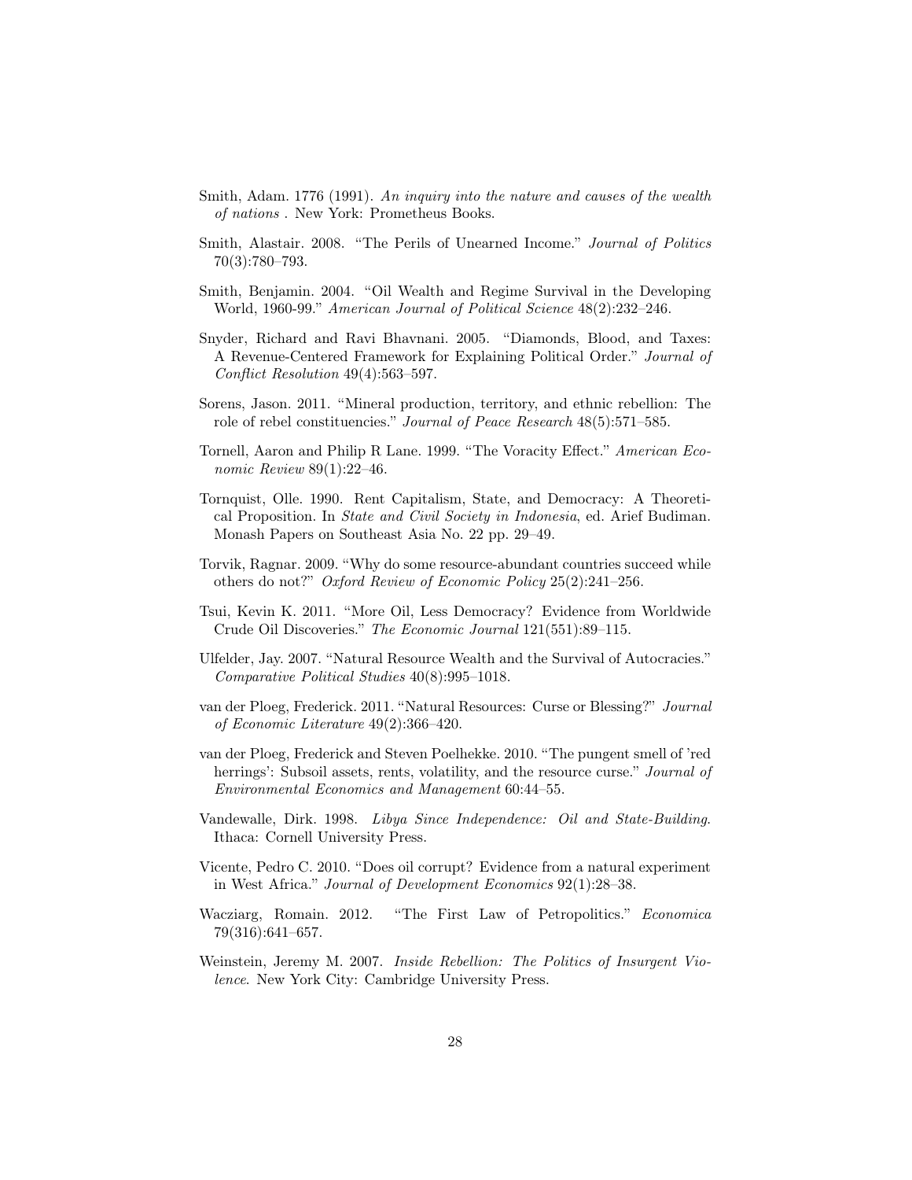Smith, Adam. 1776 (1991). *An inquiry into the nature and causes of the wealth of nations* . New York: Prometheus Books.

Smith, Alastair. 2008. "The Perils of Unearned Income." *Journal of Politics* 70(3):780–793.

Smith, Benjamin. 2004. "Oil Wealth and Regime Survival in the Developing World, 1960-99." *American Journal of Political Science* 48(2):232–246.

Snyder, Richard and Ravi Bhavnani. 2005. "Diamonds, Blood, and Taxes: A Revenue-Centered Framework for Explaining Political Order." *Journal of Conflict Resolution* 49(4):563–597.

Sorens, Jason. 2011. "Mineral production, territory, and ethnic rebellion: The role of rebel constituencies." *Journal of Peace Research* 48(5):571–585.

Tornell, Aaron and Philip R Lane. 1999. "The Voracity Effect." *American Economic Review* 89(1):22–46.

Tornquist, Olle. 1990. Rent Capitalism, State, and Democracy: A Theoretical Proposition. In *State and Civil Society in Indonesia*, ed. Arief Budiman. Monash Papers on Southeast Asia No. 22 pp. 29–49.

Torvik, Ragnar. 2009. "Why do some resource-abundant countries succeed while others do not?" *Oxford Review of Economic Policy* 25(2):241–256.

Tsui, Kevin K. 2011. "More Oil, Less Democracy? Evidence from Worldwide Crude Oil Discoveries." *The Economic Journal* 121(551):89–115.

Ulfelder, Jay. 2007. "Natural Resource Wealth and the Survival of Autocracies." *Comparative Political Studies* 40(8):995–1018.

van der Ploeg, Frederick. 2011. "Natural Resources: Curse or Blessing?" *Journal of Economic Literature* 49(2):366–420.

van der Ploeg, Frederick and Steven Poelhekke. 2010. "The pungent smell of 'red herrings': Subsoil assets, rents, volatility, and the resource curse." *Journal of Environmental Economics and Management* 60:44–55.

Vandewalle, Dirk. 1998. *Libya Since Independence: Oil and State-Building*. Ithaca: Cornell University Press.

Vicente, Pedro C. 2010. "Does oil corrupt? Evidence from a natural experiment in West Africa." *Journal of Development Economics* 92(1):28–38.

Wacziarg, Romain. 2012. "The First Law of Petropolitics." *Economica* 79(316):641–657.

Weinstein, Jeremy M. 2007. *Inside Rebellion: The Politics of Insurgent Violence*. New York City: Cambridge University Press.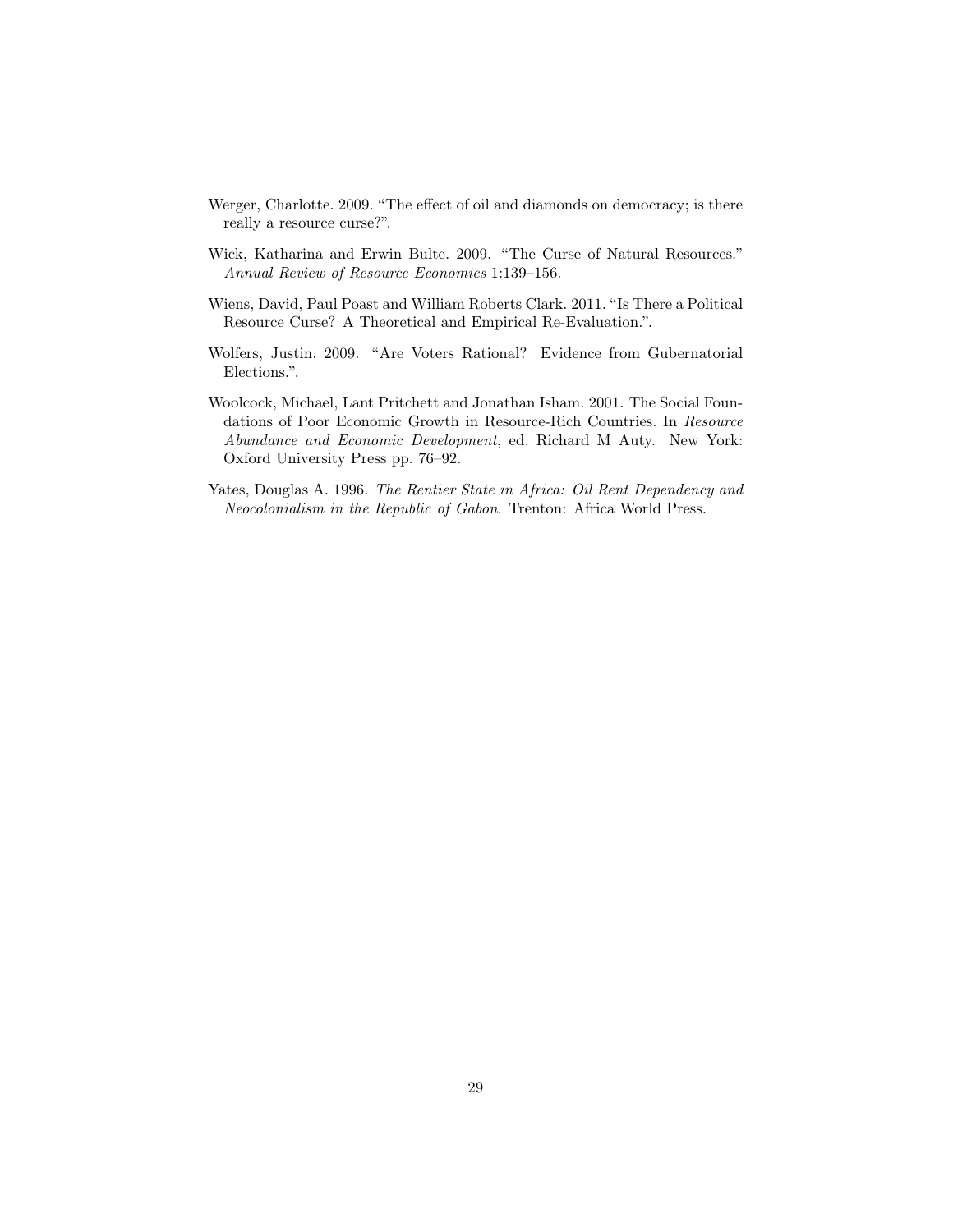Werger, Charlotte. 2009. "The effect of oil and diamonds on democracy; is there really a resource curse?".

Wick, Katharina and Erwin Bulte. 2009. "The Curse of Natural Resources." *Annual Review of Resource Economics* 1:139–156.

Wiens, David, Paul Poast and William Roberts Clark. 2011. "Is There a Political Resource Curse? A Theoretical and Empirical Re-Evaluation.".

Wolfers, Justin. 2009. "Are Voters Rational? Evidence from Gubernatorial Elections.".

Woolcock, Michael, Lant Pritchett and Jonathan Isham. 2001. The Social Foundations of Poor Economic Growth in Resource-Rich Countries. In *Resource Abundance and Economic Development*, ed. Richard M Auty. New York: Oxford University Press pp. 76–92.

Yates, Douglas A. 1996. *The Rentier State in Africa: Oil Rent Dependency and Neocolonialism in the Republic of Gabon*. Trenton: Africa World Press.